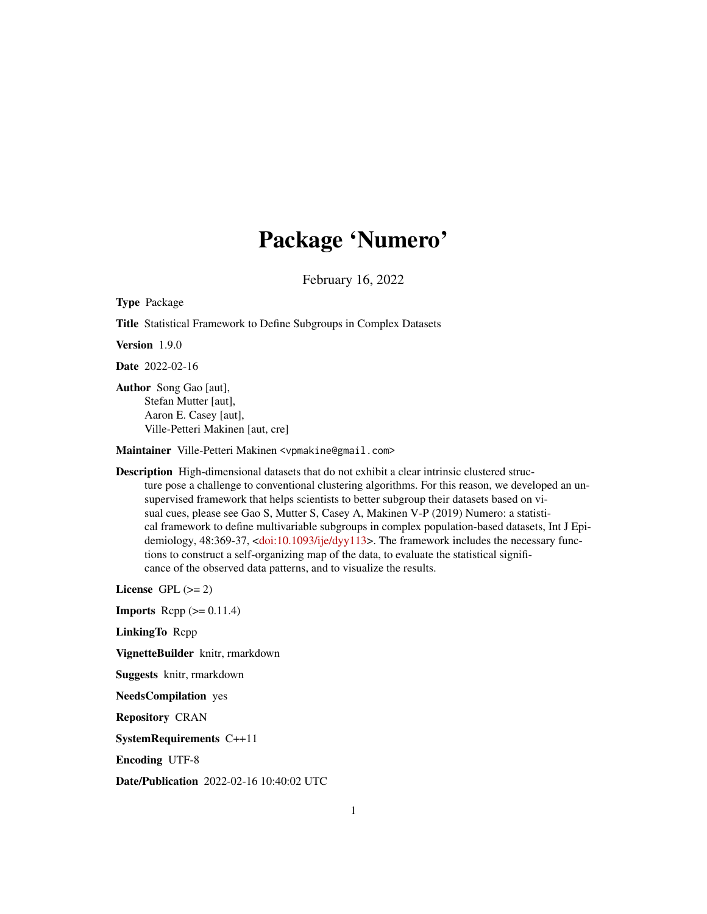# Package 'Numero'

February 16, 2022

**Type** Package

**Title** Statistical Framework to Define Subgroups in Complex Datasets

**Version** 1.9.0

**Date** 2022-02-16

**Author** Song Gao [aut],
Stefan Mutter [aut],
Aaron E. Casey [aut],
Ville-Petteri Makinen [aut, cre]

**Maintainer** Ville-Petteri Makinen <vpmakine@gmail.com>

**Description** High-dimensional datasets that do not exhibit a clear intrinsic clustered structure pose a challenge to conventional clustering algorithms. For this reason, we developed an unsupervised framework that helps scientists to better subgroup their datasets based on visual cues, please see Gao S, Mutter S, Casey A, Makinen V-P (2019) Numero: a statistical framework to define multivariable subgroups in complex population-based datasets, Int J Epidemiology, 48:369-37, <doi:10.1093/ije/dyy113>. The framework includes the necessary functions to construct a self-organizing map of the data, to evaluate the statistical significance of the observed data patterns, and to visualize the results.

**License** GPL (>= 2)

**Imports** Rcpp (>= 0.11.4)

**LinkingTo** Rcpp

**VignetteBuilder** knitr, rmarkdown

**Suggests** knitr, rmarkdown

**NeedsCompilation** yes

**Repository** CRAN

**SystemRequirements** C++11

**Encoding** UTF-8

**Date/Publication** 2022-02-16 10:40:02 UTC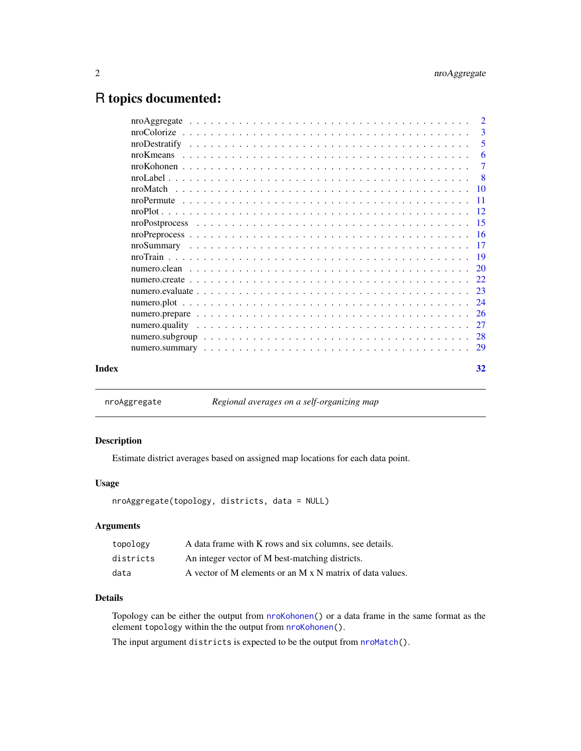# R topics documented:

| | |
|---|---|
| nroAggregate | 2 |
| nroColorize | 3 |
| nroDestratify | 5 |
| nroKmeans | 6 |
| nroKohonen | 7 |
| nroLabel | 8 |
| nroMatch | 10 |
| nroPermute | 11 |
| nroPlot | 12 |
| nroPostprocess | 15 |
| nroPreprocess | 16 |
| nroSummary | 17 |
| nroTrain | 19 |
| numero.clean | 20 |
| numero.create | 22 |
| numero.evaluate | 23 |
| numero.plot | 24 |
| numero.prepare | 26 |
| numero.quality | 27 |
| numero.subgroup | 28 |
| numero.summary | 29 |

**Index** 32

---

`nroAggregate` *Regional averages on a self-organizing map*

---

## Description

Estimate district averages based on assigned map locations for each data point.

## Usage

```
nroAggregate(topology, districts, data = NULL)
```

## Arguments

| | |
|---|---|
| `topology` | A data frame with K rows and six columns, see details. |
| `districts` | An integer vector of M best-matching districts. |
| `data` | A vector of M elements or an M x N matrix of data values. |

## Details

Topology can be either the output from `nroKohonen()` or a data frame in the same format as the element `topology` within the the output from `nroKohonen()`.

The input argument `districts` is expected to be the output from `nroMatch()`.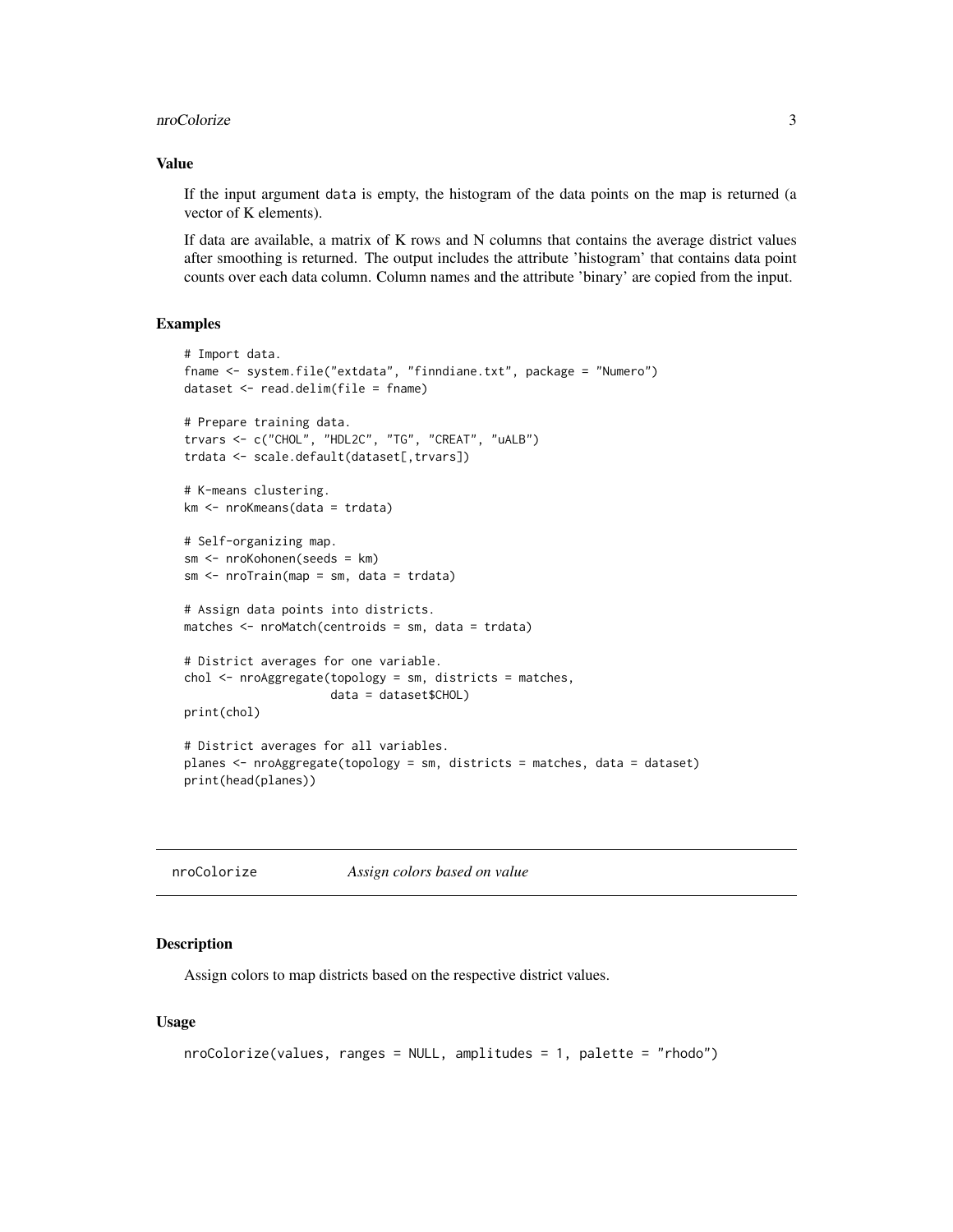### Value

If the input argument `data` is empty, the histogram of the data points on the map is returned (a vector of K elements).

If data are available, a matrix of K rows and N columns that contains the average district values after smoothing is returned. The output includes the attribute 'histogram' that contains data point counts over each data column. Column names and the attribute 'binary' are copied from the input.

### Examples

```
# Import data.
fname <- system.file("extdata", "finndiane.txt", package = "Numero")
dataset <- read.delim(file = fname)

# Prepare training data.
trvars <- c("CHOL", "HDL2C", "TG", "CREAT", "uALB")
trdata <- scale.default(dataset[,trvars])

# K-means clustering.
km <- nroKmeans(data = trdata)

# Self-organizing map.
sm <- nroKohonen(seeds = km)
sm <- nroTrain(map = sm, data = trdata)

# Assign data points into districts.
matches <- nroMatch(centroids = sm, data = trdata)

# District averages for one variable.
chol <- nroAggregate(topology = sm, districts = matches,
                     data = dataset$CHOL)
print(chol)

# District averages for all variables.
planes <- nroAggregate(topology = sm, districts = matches, data = dataset)
print(head(planes))
```

---

## nroColorize — *Assign colors based on value*

### Description

Assign colors to map districts based on the respective district values.

### Usage

```
nroColorize(values, ranges = NULL, amplitudes = 1, palette = "rhodo")
```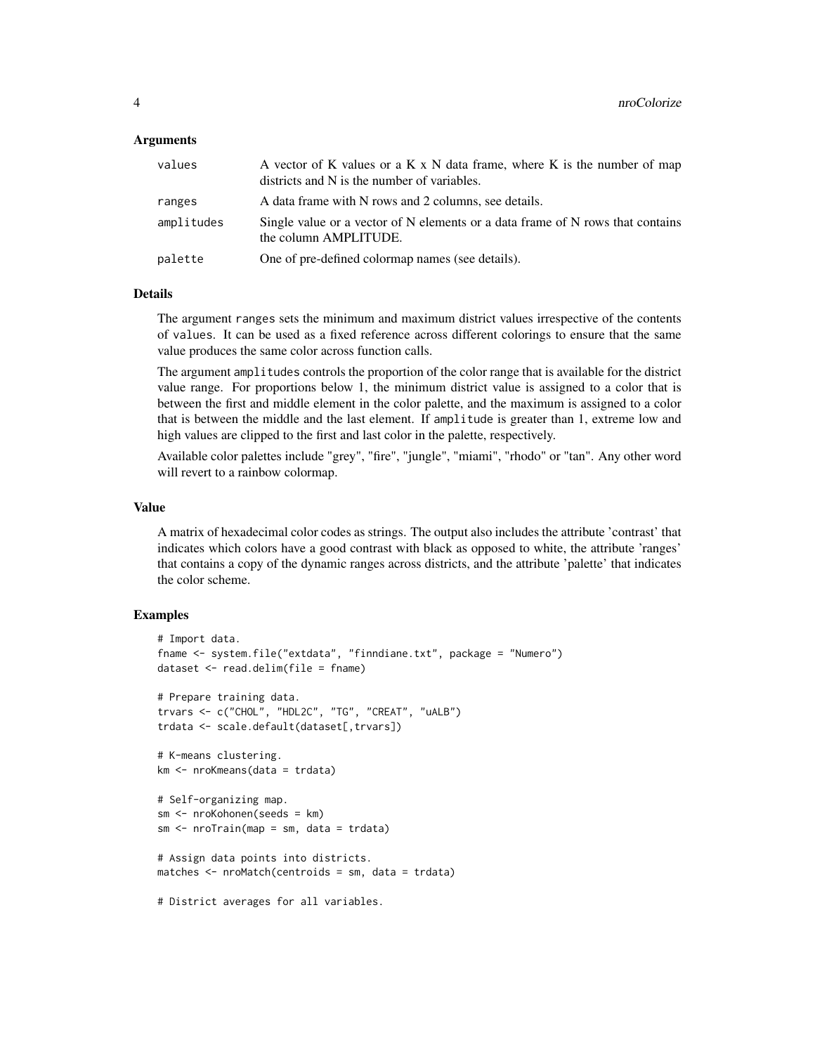### Arguments

| | |
|---|---|
| values | A vector of K values or a K x N data frame, where K is the number of map districts and N is the number of variables. |
| ranges | A data frame with N rows and 2 columns, see details. |
| amplitudes | Single value or a vector of N elements or a data frame of N rows that contains the column AMPLITUDE. |
| palette | One of pre-defined colormap names (see details). |

### Details

The argument `ranges` sets the minimum and maximum district values irrespective of the contents of `values`. It can be used as a fixed reference across different colorings to ensure that the same value produces the same color across function calls.

The argument `amplitudes` controls the proportion of the color range that is available for the district value range. For proportions below 1, the minimum district value is assigned to a color that is between the first and middle element in the color palette, and the maximum is assigned to a color that is between the middle and the last element. If `amplitude` is greater than 1, extreme low and high values are clipped to the first and last color in the palette, respectively.

Available color palettes include "grey", "fire", "jungle", "miami", "rhodo" or "tan". Any other word will revert to a rainbow colormap.

### Value

A matrix of hexadecimal color codes as strings. The output also includes the attribute 'contrast' that indicates which colors have a good contrast with black as opposed to white, the attribute 'ranges' that contains a copy of the dynamic ranges across districts, and the attribute 'palette' that indicates the color scheme.

### Examples

```
# Import data.
fname <- system.file("extdata", "finndiane.txt", package = "Numero")
dataset <- read.delim(file = fname)

# Prepare training data.
trvars <- c("CHOL", "HDL2C", "TG", "CREAT", "uALB")
trdata <- scale.default(dataset[,trvars])

# K-means clustering.
km <- nroKmeans(data = trdata)

# Self-organizing map.
sm <- nroKohonen(seeds = km)
sm <- nroTrain(map = sm, data = trdata)

# Assign data points into districts.
matches <- nroMatch(centroids = sm, data = trdata)

# District averages for all variables.
```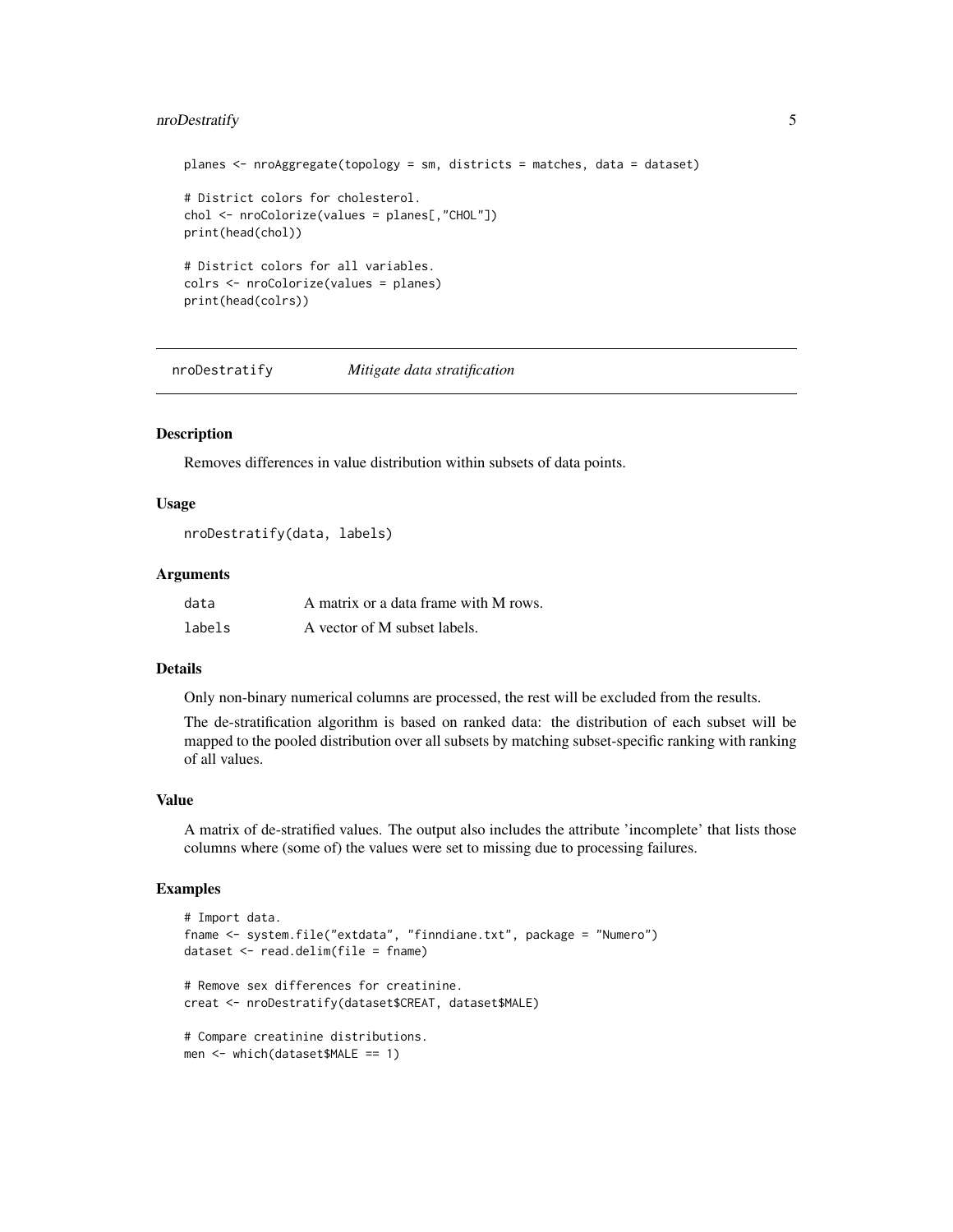```
planes <- nroAggregate(topology = sm, districts = matches, data = dataset)

# District colors for cholesterol.
chol <- nroColorize(values = planes[,"CHOL"])
print(head(chol))

# District colors for all variables.
colrs <- nroColorize(values = planes)
print(head(colrs))
```

---

## nroDestratify — *Mitigate data stratification*

### Description

Removes differences in value distribution within subsets of data points.

### Usage

```
nroDestratify(data, labels)
```

### Arguments

| | |
|---|---|
| `data` | A matrix or a data frame with M rows. |
| `labels` | A vector of M subset labels. |

### Details

Only non-binary numerical columns are processed, the rest will be excluded from the results.

The de-stratification algorithm is based on ranked data: the distribution of each subset will be mapped to the pooled distribution over all subsets by matching subset-specific ranking with ranking of all values.

### Value

A matrix of de-stratified values. The output also includes the attribute 'incomplete' that lists those columns where (some of) the values were set to missing due to processing failures.

### Examples

```
# Import data.
fname <- system.file("extdata", "finndiane.txt", package = "Numero")
dataset <- read.delim(file = fname)

# Remove sex differences for creatinine.
creat <- nroDestratify(dataset$CREAT, dataset$MALE)

# Compare creatinine distributions.
men <- which(dataset$MALE == 1)
```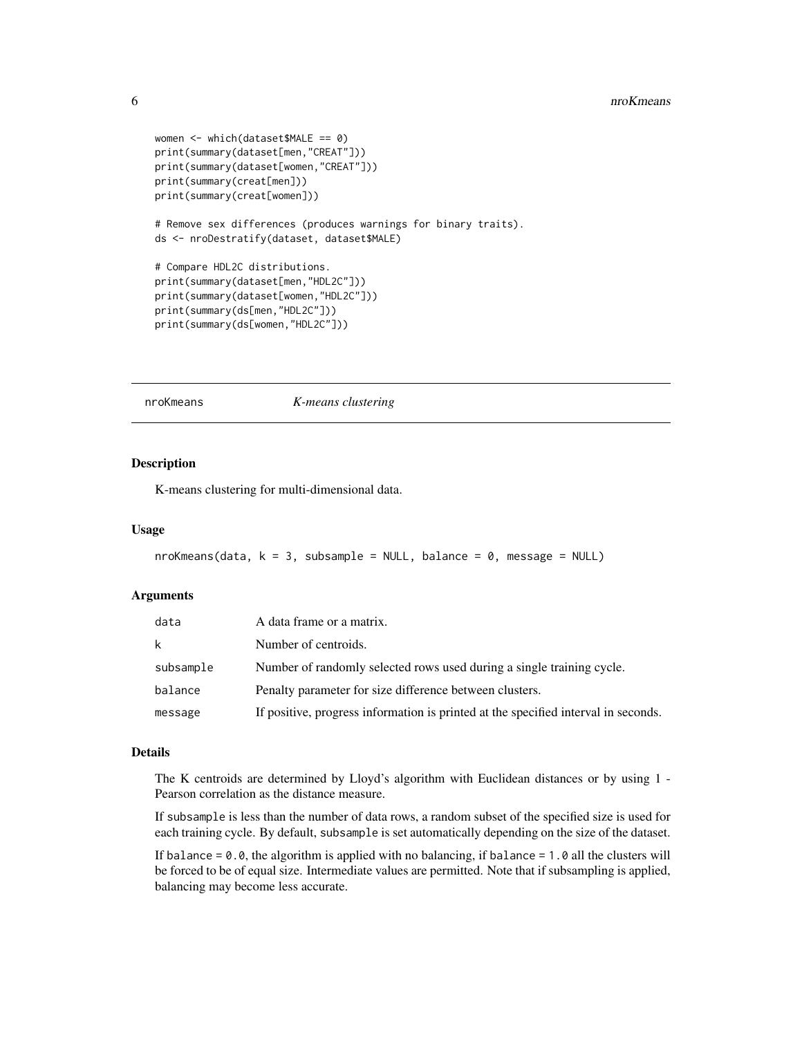```
women <- which(dataset$MALE == 0)
print(summary(dataset[men,"CREAT"]))
print(summary(dataset[women,"CREAT"]))
print(summary(creat[men]))
print(summary(creat[women]))

# Remove sex differences (produces warnings for binary traits).
ds <- nroDestratify(dataset, dataset$MALE)

# Compare HDL2C distributions.
print(summary(dataset[men,"HDL2C"]))
print(summary(dataset[women,"HDL2C"]))
print(summary(ds[men,"HDL2C"]))
print(summary(ds[women,"HDL2C"]))
```

---

## nroKmeans *K-means clustering*

---

### Description

K-means clustering for multi-dimensional data.

### Usage

```
nroKmeans(data, k = 3, subsample = NULL, balance = 0, message = NULL)
```

### Arguments

| | |
|---|---|
| `data` | A data frame or a matrix. |
| `k` | Number of centroids. |
| `subsample` | Number of randomly selected rows used during a single training cycle. |
| `balance` | Penalty parameter for size difference between clusters. |
| `message` | If positive, progress information is printed at the specified interval in seconds. |

### Details

The K centroids are determined by Lloyd's algorithm with Euclidean distances or by using 1 - Pearson correlation as the distance measure.

If `subsample` is less than the number of data rows, a random subset of the specified size is used for each training cycle. By default, `subsample` is set automatically depending on the size of the dataset.

If `balance = 0.0`, the algorithm is applied with no balancing, if `balance = 1.0` all the clusters will be forced to be of equal size. Intermediate values are permitted. Note that if subsampling is applied, balancing may become less accurate.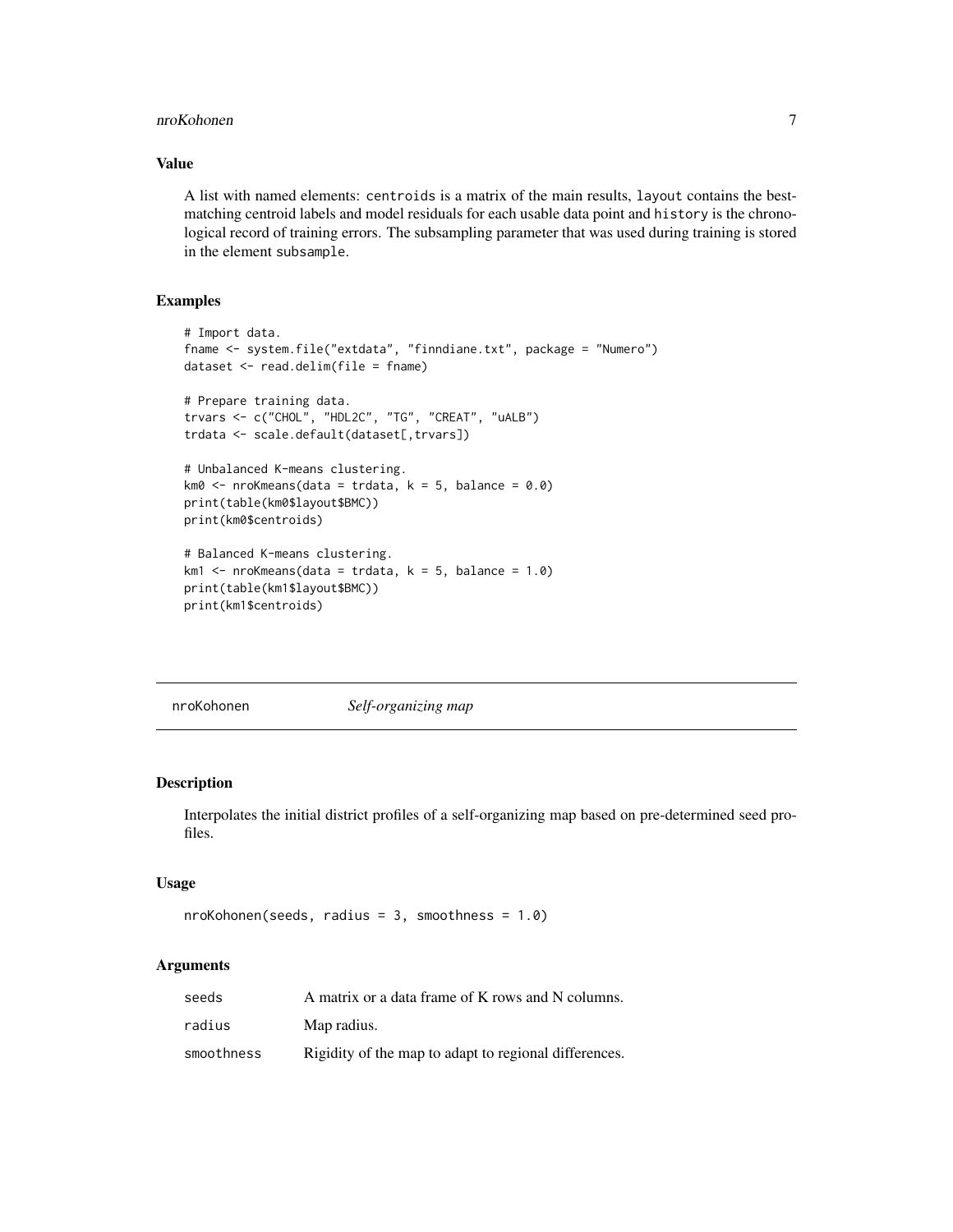## Value

A list with named elements: `centroids` is a matrix of the main results, `layout` contains the best-matching centroid labels and model residuals for each usable data point and `history` is the chronological record of training errors. The subsampling parameter that was used during training is stored in the element `subsample`.

## Examples

```
# Import data.
fname <- system.file("extdata", "finndiane.txt", package = "Numero")
dataset <- read.delim(file = fname)

# Prepare training data.
trvars <- c("CHOL", "HDL2C", "TG", "CREAT", "uALB")
trdata <- scale.default(dataset[,trvars])

# Unbalanced K-means clustering.
km0 <- nroKmeans(data = trdata, k = 5, balance = 0.0)
print(table(km0$layout$BMC))
print(km0$centroids)

# Balanced K-means clustering.
km1 <- nroKmeans(data = trdata, k = 5, balance = 1.0)
print(table(km1$layout$BMC))
print(km1$centroids)
```

---

# nroKohonen *Self-organizing map*

## Description

Interpolates the initial district profiles of a self-organizing map based on pre-determined seed profiles.

## Usage

```
nroKohonen(seeds, radius = 3, smoothness = 1.0)
```

## Arguments

| | |
|---|---|
| `seeds` | A matrix or a data frame of K rows and N columns. |
| `radius` | Map radius. |
| `smoothness` | Rigidity of the map to adapt to regional differences. |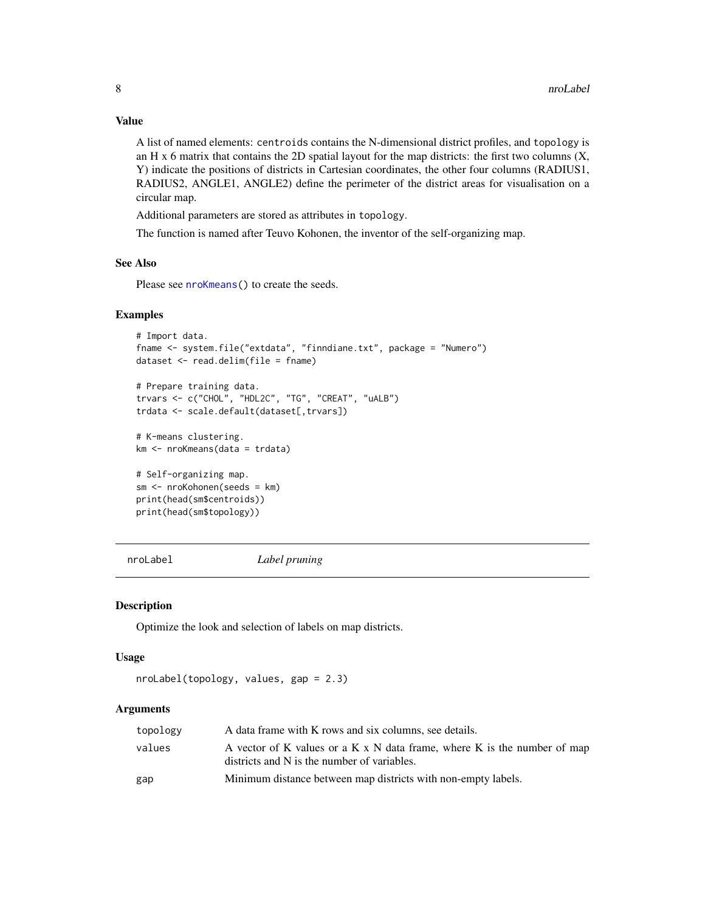### Value

A list of named elements: `centroids` contains the N-dimensional district profiles, and `topology` is an H x 6 matrix that contains the 2D spatial layout for the map districts: the first two columns (X, Y) indicate the positions of districts in Cartesian coordinates, the other four columns (RADIUS1, RADIUS2, ANGLE1, ANGLE2) define the perimeter of the district areas for visualisation on a circular map.

Additional parameters are stored as attributes in `topology`.

The function is named after Teuvo Kohonen, the inventor of the self-organizing map.

### See Also

Please see `nroKmeans()` to create the seeds.

### Examples

```
# Import data.
fname <- system.file("extdata", "finndiane.txt", package = "Numero")
dataset <- read.delim(file = fname)

# Prepare training data.
trvars <- c("CHOL", "HDL2C", "TG", "CREAT", "uALB")
trdata <- scale.default(dataset[,trvars])

# K-means clustering.
km <- nroKmeans(data = trdata)

# Self-organizing map.
sm <- nroKohonen(seeds = km)
print(head(sm$centroids))
print(head(sm$topology))
```

---

## nroLabel *Label pruning*

### Description

Optimize the look and selection of labels on map districts.

### Usage

```
nroLabel(topology, values, gap = 2.3)
```

### Arguments

| | |
|---|---|
| topology | A data frame with K rows and six columns, see details. |
| values | A vector of K values or a K x N data frame, where K is the number of map districts and N is the number of variables. |
| gap | Minimum distance between map districts with non-empty labels. |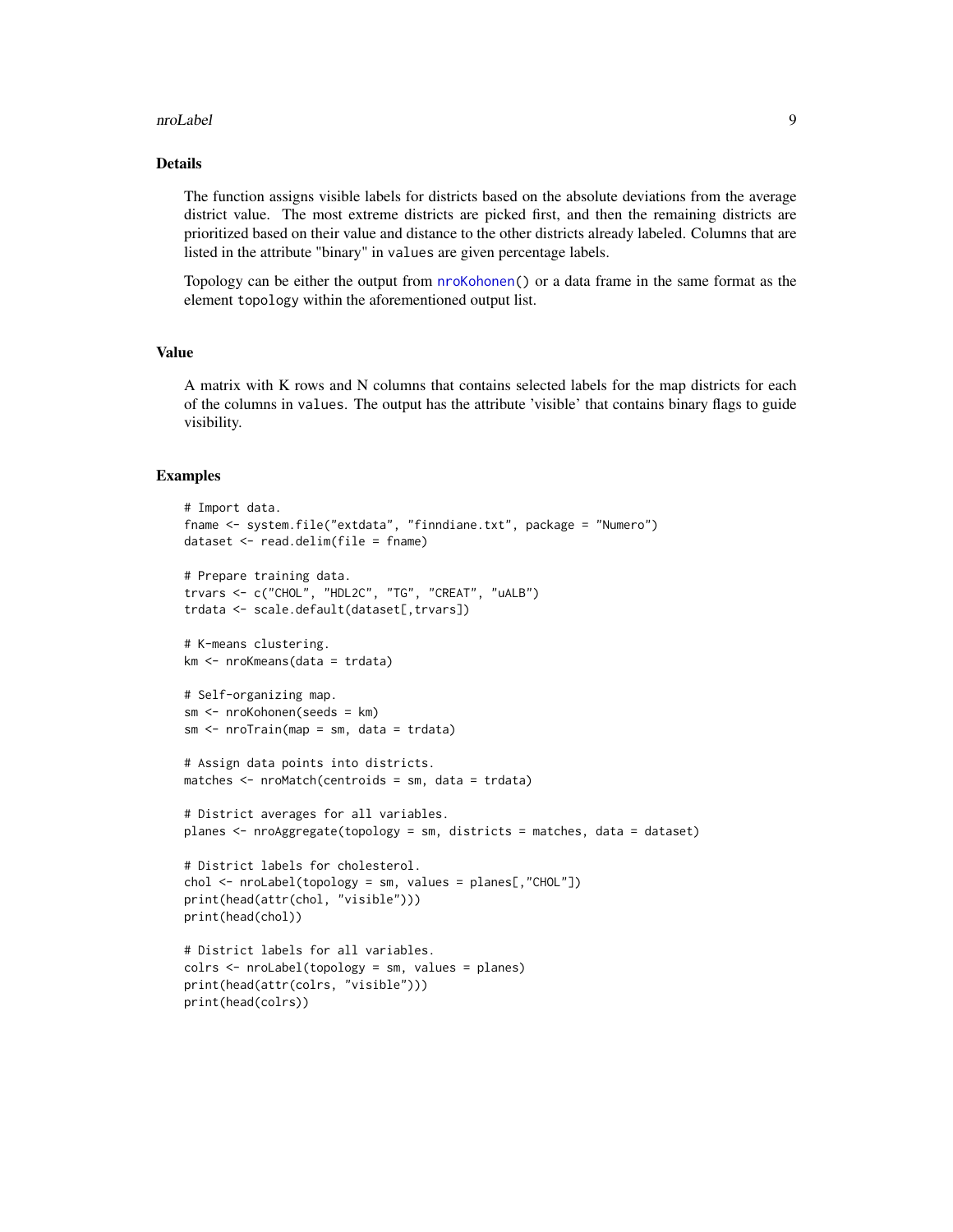## Details

The function assigns visible labels for districts based on the absolute deviations from the average district value. The most extreme districts are picked first, and then the remaining districts are prioritized based on their value and distance to the other districts already labeled. Columns that are listed in the attribute "binary" in `values` are given percentage labels.

Topology can be either the output from `nroKohonen()` or a data frame in the same format as the element `topology` within the aforementioned output list.

## Value

A matrix with K rows and N columns that contains selected labels for the map districts for each of the columns in `values`. The output has the attribute 'visible' that contains binary flags to guide visibility.

## Examples

```
# Import data.
fname <- system.file("extdata", "finndiane.txt", package = "Numero")
dataset <- read.delim(file = fname)

# Prepare training data.
trvars <- c("CHOL", "HDL2C", "TG", "CREAT", "uALB")
trdata <- scale.default(dataset[,trvars])

# K-means clustering.
km <- nroKmeans(data = trdata)

# Self-organizing map.
sm <- nroKohonen(seeds = km)
sm <- nroTrain(map = sm, data = trdata)

# Assign data points into districts.
matches <- nroMatch(centroids = sm, data = trdata)

# District averages for all variables.
planes <- nroAggregate(topology = sm, districts = matches, data = dataset)

# District labels for cholesterol.
chol <- nroLabel(topology = sm, values = planes[,"CHOL"])
print(head(attr(chol, "visible")))
print(head(chol))

# District labels for all variables.
colrs <- nroLabel(topology = sm, values = planes)
print(head(attr(colrs, "visible")))
print(head(colrs))
```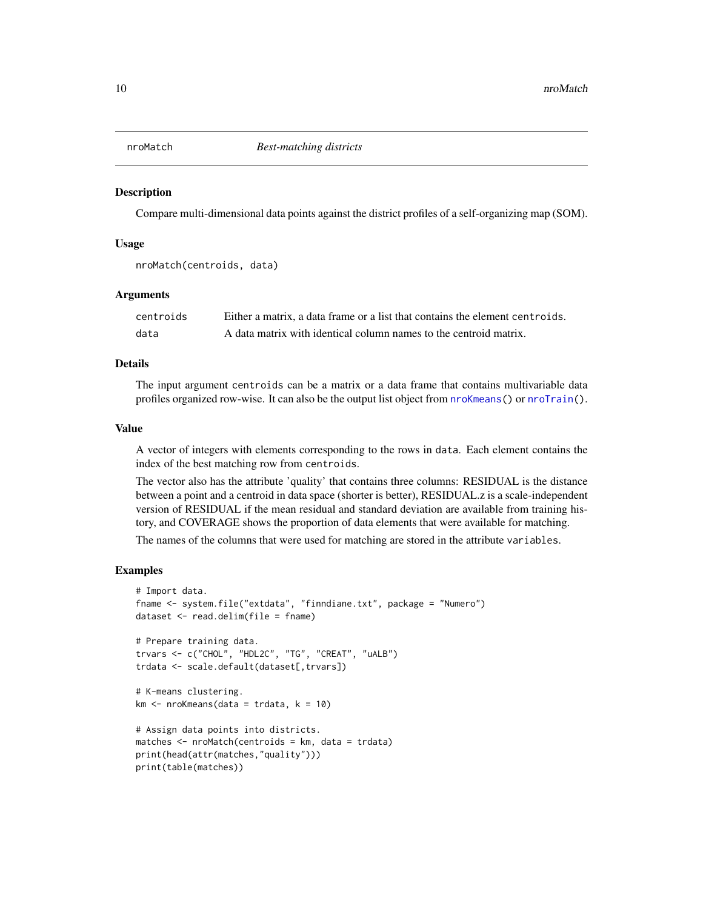# nroMatch *Best-matching districts*

## Description

Compare multi-dimensional data points against the district profiles of a self-organizing map (SOM).

## Usage

```
nroMatch(centroids, data)
```

## Arguments

| | |
|---|---|
| centroids | Either a matrix, a data frame or a list that contains the element centroids. |
| data | A data matrix with identical column names to the centroid matrix. |

## Details

The input argument centroids can be a matrix or a data frame that contains multivariable data profiles organized row-wise. It can also be the output list object from nroKmeans() or nroTrain().

## Value

A vector of integers with elements corresponding to the rows in data. Each element contains the index of the best matching row from centroids.

The vector also has the attribute 'quality' that contains three columns: RESIDUAL is the distance between a point and a centroid in data space (shorter is better), RESIDUAL.z is a scale-independent version of RESIDUAL if the mean residual and standard deviation are available from training history, and COVERAGE shows the proportion of data elements that were available for matching.

The names of the columns that were used for matching are stored in the attribute variables.

## Examples

```
# Import data.
fname <- system.file("extdata", "finndiane.txt", package = "Numero")
dataset <- read.delim(file = fname)

# Prepare training data.
trvars <- c("CHOL", "HDL2C", "TG", "CREAT", "uALB")
trdata <- scale.default(dataset[,trvars])

# K-means clustering.
km <- nroKmeans(data = trdata, k = 10)

# Assign data points into districts.
matches <- nroMatch(centroids = km, data = trdata)
print(head(attr(matches,"quality")))
print(table(matches))
```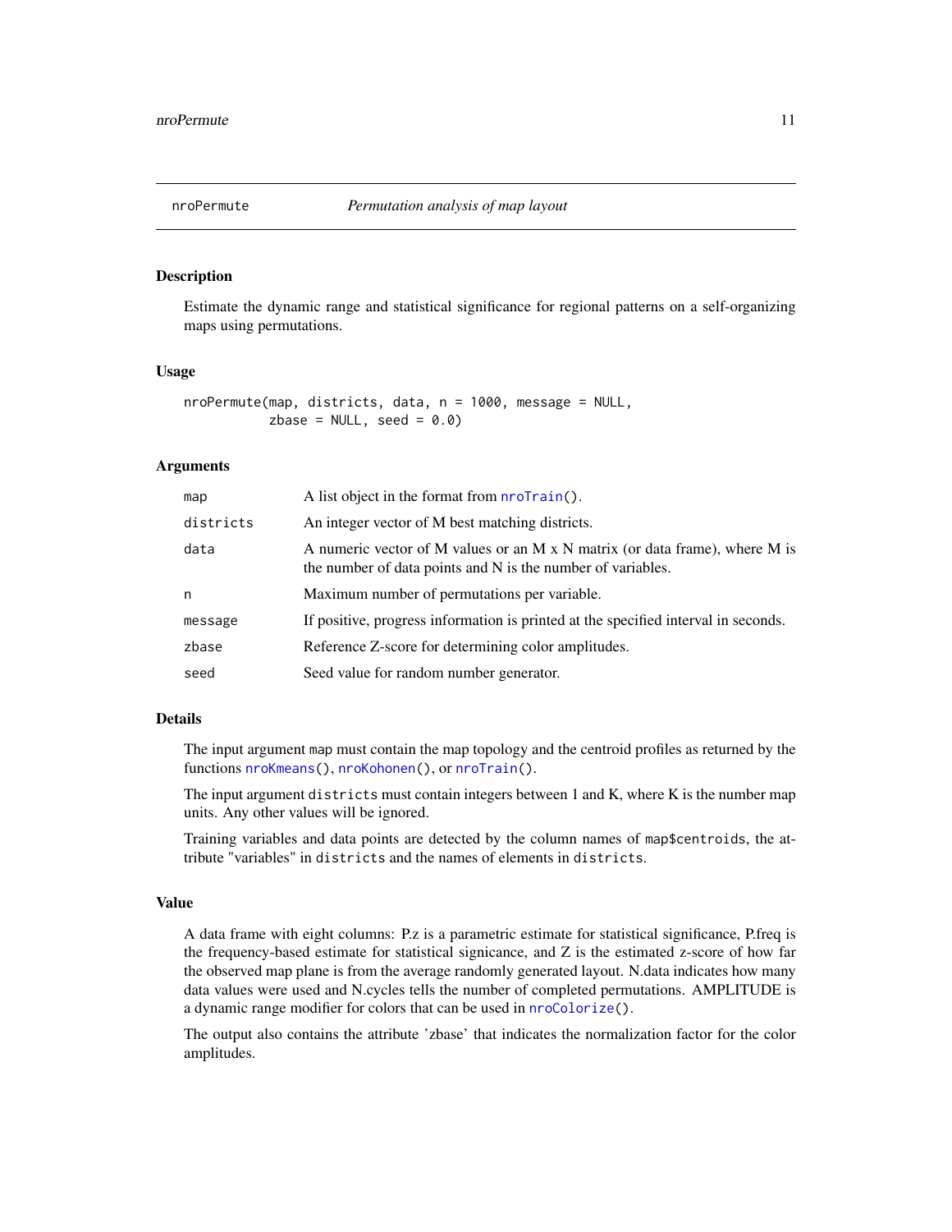## nroPermute — *Permutation analysis of map layout*

### Description

Estimate the dynamic range and statistical significance for regional patterns on a self-organizing maps using permutations.

### Usage

```
nroPermute(map, districts, data, n = 1000, message = NULL,
           zbase = NULL, seed = 0.0)
```

### Arguments

| | |
|---|---|
| map | A list object in the format from nroTrain(). |
| districts | An integer vector of M best matching districts. |
| data | A numeric vector of M values or an M x N matrix (or data frame), where M is the number of data points and N is the number of variables. |
| n | Maximum number of permutations per variable. |
| message | If positive, progress information is printed at the specified interval in seconds. |
| zbase | Reference Z-score for determining color amplitudes. |
| seed | Seed value for random number generator. |

### Details

The input argument `map` must contain the map topology and the centroid profiles as returned by the functions `nroKmeans()`, `nroKohonen()`, or `nroTrain()`.

The input argument `districts` must contain integers between 1 and K, where K is the number map units. Any other values will be ignored.

Training variables and data points are detected by the column names of `map$centroids`, the attribute "variables" in `districts` and the names of elements in `districts`.

### Value

A data frame with eight columns: P.z is a parametric estimate for statistical significance, P.freq is the frequency-based estimate for statistical signicance, and Z is the estimated z-score of how far the observed map plane is from the average randomly generated layout. N.data indicates how many data values were used and N.cycles tells the number of completed permutations. AMPLITUDE is a dynamic range modifier for colors that can be used in `nroColorize()`.

The output also contains the attribute 'zbase' that indicates the normalization factor for the color amplitudes.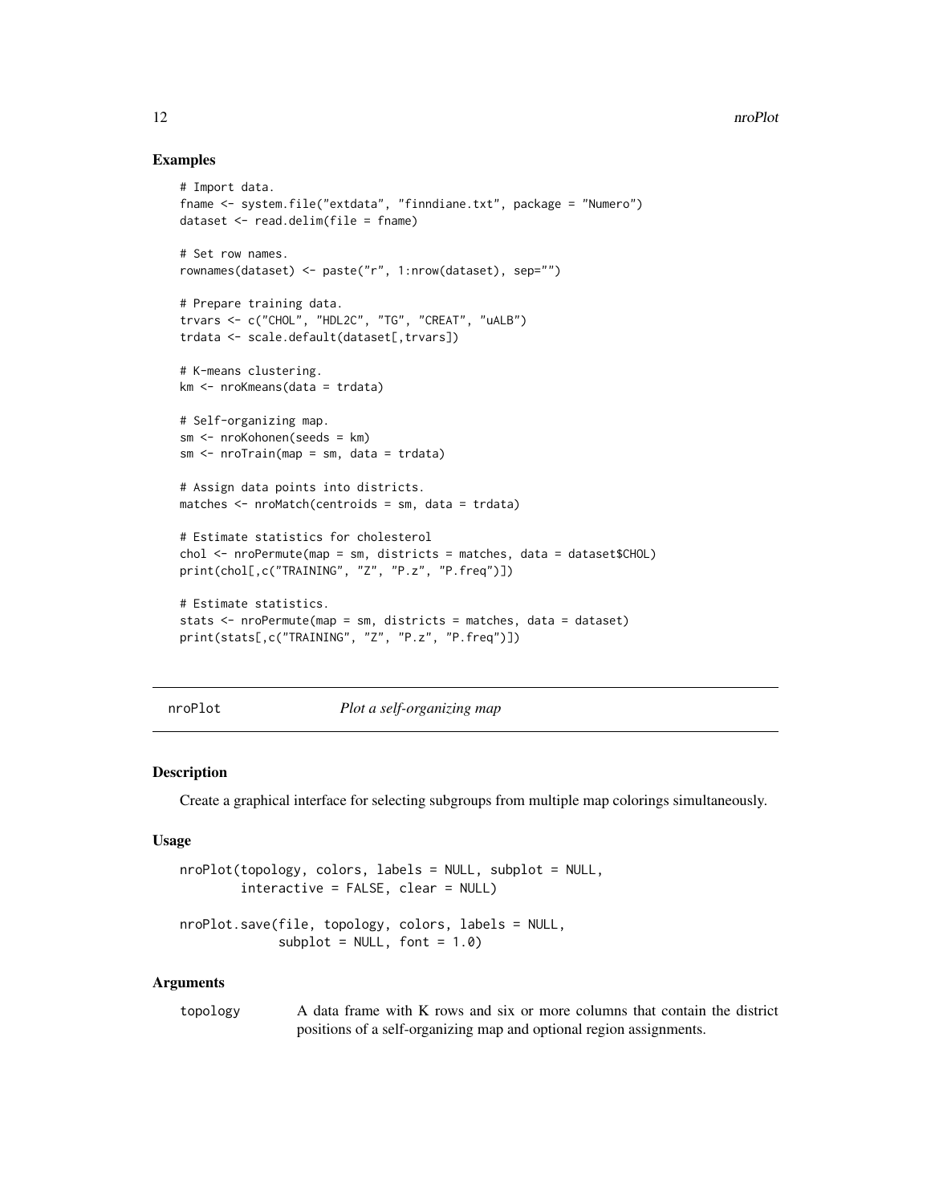### Examples

```
# Import data.
fname <- system.file("extdata", "finndiane.txt", package = "Numero")
dataset <- read.delim(file = fname)

# Set row names.
rownames(dataset) <- paste("r", 1:nrow(dataset), sep="")

# Prepare training data.
trvars <- c("CHOL", "HDL2C", "TG", "CREAT", "uALB")
trdata <- scale.default(dataset[,trvars])

# K-means clustering.
km <- nroKmeans(data = trdata)

# Self-organizing map.
sm <- nroKohonen(seeds = km)
sm <- nroTrain(map = sm, data = trdata)

# Assign data points into districts.
matches <- nroMatch(centroids = sm, data = trdata)

# Estimate statistics for cholesterol
chol <- nroPermute(map = sm, districts = matches, data = dataset$CHOL)
print(chol[,c("TRAINING", "Z", "P.z", "P.freq")])

# Estimate statistics.
stats <- nroPermute(map = sm, districts = matches, data = dataset)
print(stats[,c("TRAINING", "Z", "P.z", "P.freq")])
```

---

## nroPlot *Plot a self-organizing map*

### Description

Create a graphical interface for selecting subgroups from multiple map colorings simultaneously.

### Usage

```
nroPlot(topology, colors, labels = NULL, subplot = NULL,
        interactive = FALSE, clear = NULL)

nroPlot.save(file, topology, colors, labels = NULL,
             subplot = NULL, font = 1.0)
```

### Arguments

| | |
|---|---|
| topology | A data frame with K rows and six or more columns that contain the district positions of a self-organizing map and optional region assignments. |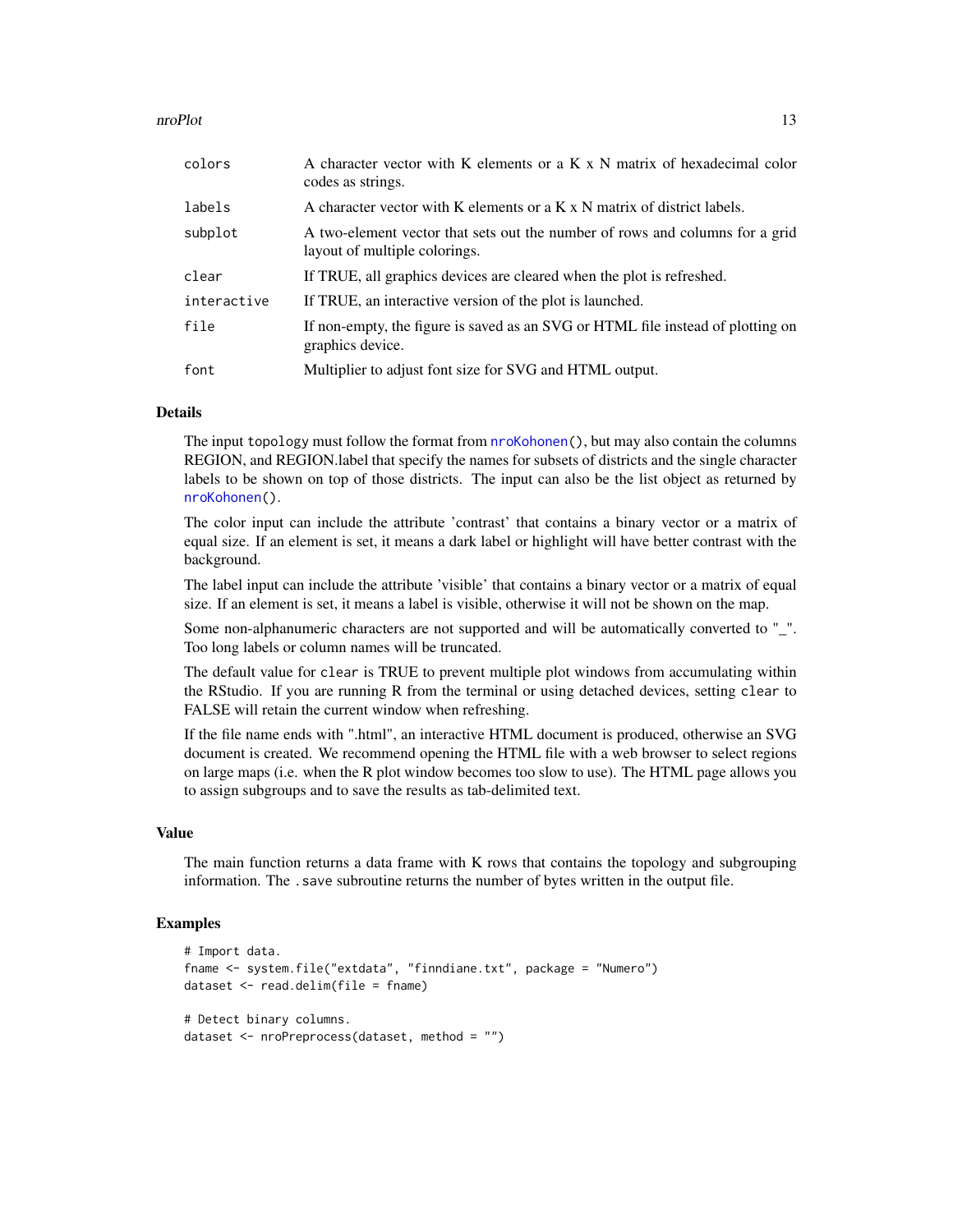| | |
|---|---|
| `colors` | A character vector with K elements or a K x N matrix of hexadecimal color codes as strings. |
| `labels` | A character vector with K elements or a K x N matrix of district labels. |
| `subplot` | A two-element vector that sets out the number of rows and columns for a grid layout of multiple colorings. |
| `clear` | If TRUE, all graphics devices are cleared when the plot is refreshed. |
| `interactive` | If TRUE, an interactive version of the plot is launched. |
| `file` | If non-empty, the figure is saved as an SVG or HTML file instead of plotting on graphics device. |
| `font` | Multiplier to adjust font size for SVG and HTML output. |

## Details

The input `topology` must follow the format from `nroKohonen()`, but may also contain the columns REGION, and REGION.label that specify the names for subsets of districts and the single character labels to be shown on top of those districts. The input can also be the list object as returned by `nroKohonen()`.

The color input can include the attribute 'contrast' that contains a binary vector or a matrix of equal size. If an element is set, it means a dark label or highlight will have better contrast with the background.

The label input can include the attribute 'visible' that contains a binary vector or a matrix of equal size. If an element is set, it means a label is visible, otherwise it will not be shown on the map.

Some non-alphanumeric characters are not supported and will be automatically converted to "_". Too long labels or column names will be truncated.

The default value for `clear` is TRUE to prevent multiple plot windows from accumulating within the RStudio. If you are running R from the terminal or using detached devices, setting `clear` to FALSE will retain the current window when refreshing.

If the file name ends with ".html", an interactive HTML document is produced, otherwise an SVG document is created. We recommend opening the HTML file with a web browser to select regions on large maps (i.e. when the R plot window becomes too slow to use). The HTML page allows you to assign subgroups and to save the results as tab-delimited text.

## Value

The main function returns a data frame with K rows that contains the topology and subgrouping information. The `.save` subroutine returns the number of bytes written in the output file.

## Examples

```
# Import data.
fname <- system.file("extdata", "finndiane.txt", package = "Numero")
dataset <- read.delim(file = fname)

# Detect binary columns.
dataset <- nroPreprocess(dataset, method = "")
```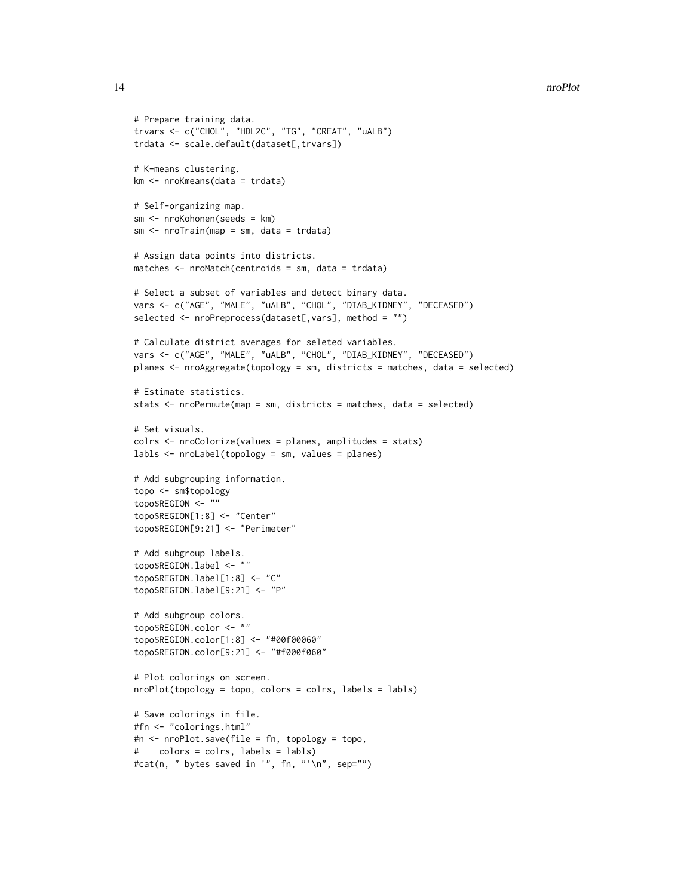```
# Prepare training data.
trvars <- c("CHOL", "HDL2C", "TG", "CREAT", "uALB")
trdata <- scale.default(dataset[,trvars])

# K-means clustering.
km <- nroKmeans(data = trdata)

# Self-organizing map.
sm <- nroKohonen(seeds = km)
sm <- nroTrain(map = sm, data = trdata)

# Assign data points into districts.
matches <- nroMatch(centroids = sm, data = trdata)

# Select a subset of variables and detect binary data.
vars <- c("AGE", "MALE", "uALB", "CHOL", "DIAB_KIDNEY", "DECEASED")
selected <- nroPreprocess(dataset[,vars], method = "")

# Calculate district averages for seleted variables.
vars <- c("AGE", "MALE", "uALB", "CHOL", "DIAB_KIDNEY", "DECEASED")
planes <- nroAggregate(topology = sm, districts = matches, data = selected)

# Estimate statistics.
stats <- nroPermute(map = sm, districts = matches, data = selected)

# Set visuals.
colrs <- nroColorize(values = planes, amplitudes = stats)
labls <- nroLabel(topology = sm, values = planes)

# Add subgrouping information.
topo <- sm$topology
topo$REGION <- ""
topo$REGION[1:8] <- "Center"
topo$REGION[9:21] <- "Perimeter"

# Add subgroup labels.
topo$REGION.label <- ""
topo$REGION.label[1:8] <- "C"
topo$REGION.label[9:21] <- "P"

# Add subgroup colors.
topo$REGION.color <- ""
topo$REGION.color[1:8] <- "#00f00060"
topo$REGION.color[9:21] <- "#f000f060"

# Plot colorings on screen.
nroPlot(topology = topo, colors = colrs, labels = labls)

# Save colorings in file.
#fn <- "colorings.html"
#n <- nroPlot.save(file = fn, topology = topo,
#    colors = colrs, labels = labls)
#cat(n, " bytes saved in '", fn, "'\n", sep="")
```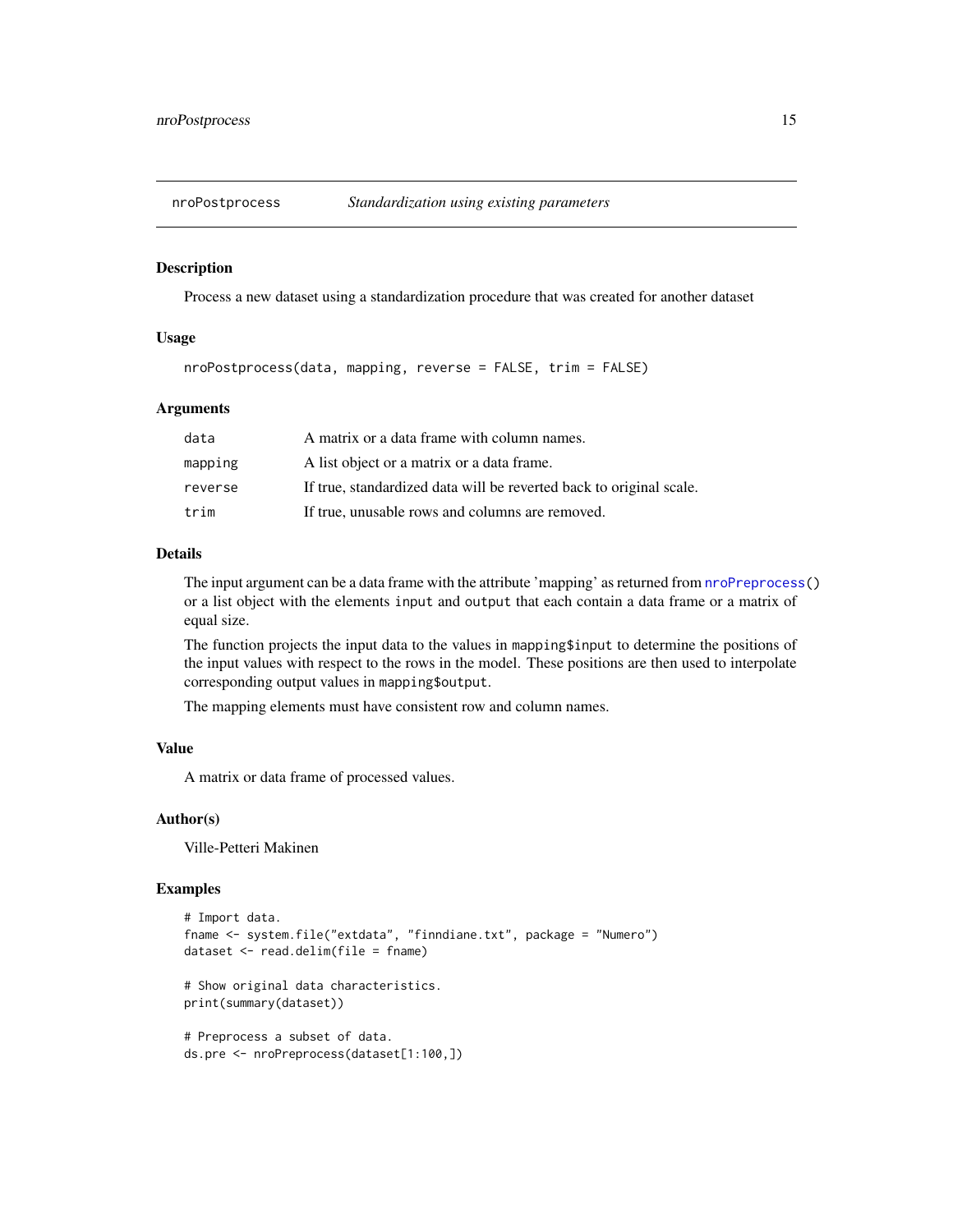## nroPostprocess *Standardization using existing parameters*

### Description

Process a new dataset using a standardization procedure that was created for another dataset

### Usage

```
nroPostprocess(data, mapping, reverse = FALSE, trim = FALSE)
```

### Arguments

| | |
|---|---|
| `data` | A matrix or a data frame with column names. |
| `mapping` | A list object or a matrix or a data frame. |
| `reverse` | If true, standardized data will be reverted back to original scale. |
| `trim` | If true, unusable rows and columns are removed. |

### Details

The input argument can be a data frame with the attribute 'mapping' as returned from `nroPreprocess()` or a list object with the elements `input` and `output` that each contain a data frame or a matrix of equal size.

The function projects the input data to the values in `mapping$input` to determine the positions of the input values with respect to the rows in the model. These positions are then used to interpolate corresponding output values in `mapping$output`.

The mapping elements must have consistent row and column names.

### Value

A matrix or data frame of processed values.

### Author(s)

Ville-Petteri Makinen

### Examples

```
# Import data.
fname <- system.file("extdata", "finndiane.txt", package = "Numero")
dataset <- read.delim(file = fname)

# Show original data characteristics.
print(summary(dataset))

# Preprocess a subset of data.
ds.pre <- nroPreprocess(dataset[1:100,])
```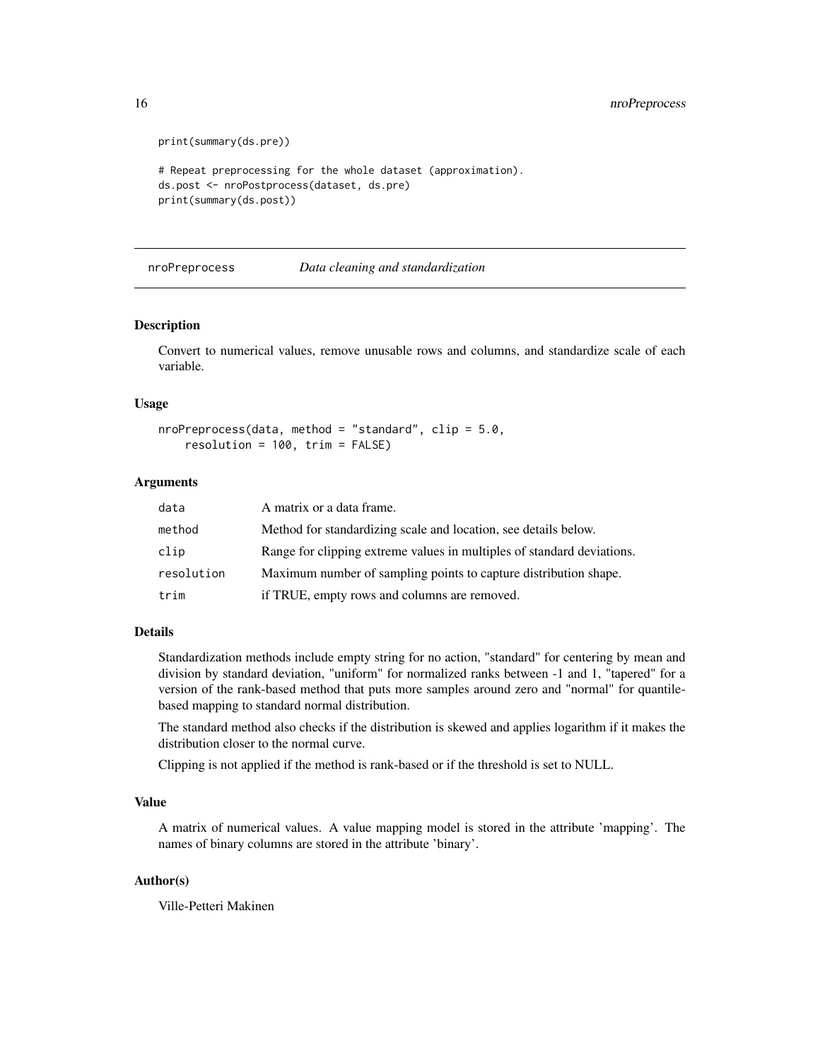```
print(summary(ds.pre))

# Repeat preprocessing for the whole dataset (approximation).
ds.post <- nroPostprocess(dataset, ds.pre)
print(summary(ds.post))
```

## nroPreprocess — *Data cleaning and standardization*

### Description

Convert to numerical values, remove unusable rows and columns, and standardize scale of each variable.

### Usage

```
nroPreprocess(data, method = "standard", clip = 5.0,
    resolution = 100, trim = FALSE)
```

### Arguments

| | |
|---|---|
| `data` | A matrix or a data frame. |
| `method` | Method for standardizing scale and location, see details below. |
| `clip` | Range for clipping extreme values in multiples of standard deviations. |
| `resolution` | Maximum number of sampling points to capture distribution shape. |
| `trim` | if TRUE, empty rows and columns are removed. |

### Details

Standardization methods include empty string for no action, "standard" for centering by mean and division by standard deviation, "uniform" for normalized ranks between -1 and 1, "tapered" for a version of the rank-based method that puts more samples around zero and "normal" for quantile-based mapping to standard normal distribution.

The standard method also checks if the distribution is skewed and applies logarithm if it makes the distribution closer to the normal curve.

Clipping is not applied if the method is rank-based or if the threshold is set to NULL.

### Value

A matrix of numerical values. A value mapping model is stored in the attribute 'mapping'. The names of binary columns are stored in the attribute 'binary'.

### Author(s)

Ville-Petteri Makinen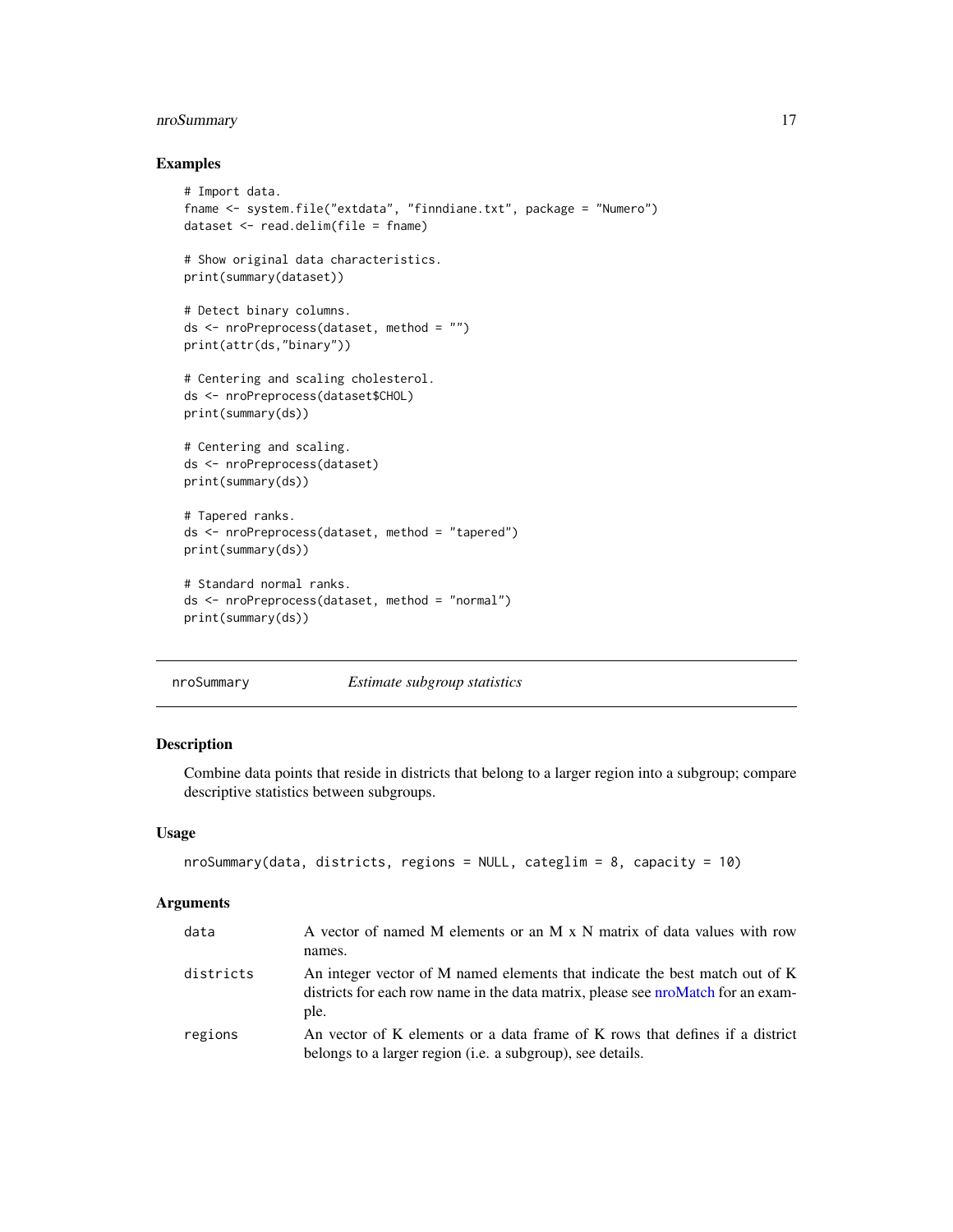## Examples

```
# Import data.
fname <- system.file("extdata", "finndiane.txt", package = "Numero")
dataset <- read.delim(file = fname)

# Show original data characteristics.
print(summary(dataset))

# Detect binary columns.
ds <- nroPreprocess(dataset, method = "")
print(attr(ds,"binary"))

# Centering and scaling cholesterol.
ds <- nroPreprocess(dataset$CHOL)
print(summary(ds))

# Centering and scaling.
ds <- nroPreprocess(dataset)
print(summary(ds))

# Tapered ranks.
ds <- nroPreprocess(dataset, method = "tapered")
print(summary(ds))

# Standard normal ranks.
ds <- nroPreprocess(dataset, method = "normal")
print(summary(ds))
```

---

# nroSummary — *Estimate subgroup statistics*

## Description

Combine data points that reside in districts that belong to a larger region into a subgroup; compare descriptive statistics between subgroups.

## Usage

```
nroSummary(data, districts, regions = NULL, categlim = 8, capacity = 10)
```

## Arguments

| | |
|---|---|
| data | A vector of named M elements or an M x N matrix of data values with row names. |
| districts | An integer vector of M named elements that indicate the best match out of K districts for each row name in the data matrix, please see nroMatch for an example. |
| regions | An vector of K elements or a data frame of K rows that defines if a district belongs to a larger region (i.e. a subgroup), see details. |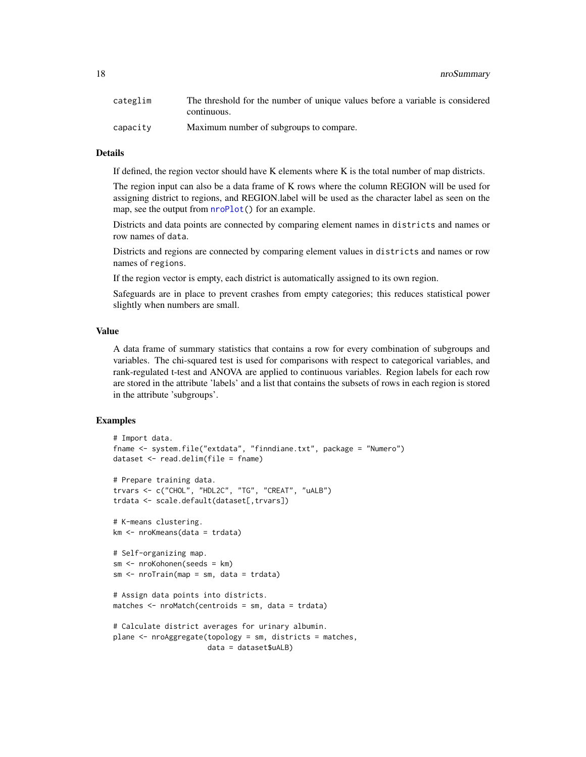| | |
|---|---|
| categlim | The threshold for the number of unique values before a variable is considered continuous. |
| capacity | Maximum number of subgroups to compare. |

### Details

If defined, the region vector should have K elements where K is the total number of map districts.

The region input can also be a data frame of K rows where the column REGION will be used for assigning district to regions, and REGION.label will be used as the character label as seen on the map, see the output from `nroPlot()` for an example.

Districts and data points are connected by comparing element names in `districts` and names or row names of `data`.

Districts and regions are connected by comparing element values in `districts` and names or row names of `regions`.

If the region vector is empty, each district is automatically assigned to its own region.

Safeguards are in place to prevent crashes from empty categories; this reduces statistical power slightly when numbers are small.

### Value

A data frame of summary statistics that contains a row for every combination of subgroups and variables. The chi-squared test is used for comparisons with respect to categorical variables, and rank-regulated t-test and ANOVA are applied to continuous variables. Region labels for each row are stored in the attribute 'labels' and a list that contains the subsets of rows in each region is stored in the attribute 'subgroups'.

### Examples

```
# Import data.
fname <- system.file("extdata", "finndiane.txt", package = "Numero")
dataset <- read.delim(file = fname)

# Prepare training data.
trvars <- c("CHOL", "HDL2C", "TG", "CREAT", "uALB")
trdata <- scale.default(dataset[,trvars])

# K-means clustering.
km <- nroKmeans(data = trdata)

# Self-organizing map.
sm <- nroKohonen(seeds = km)
sm <- nroTrain(map = sm, data = trdata)

# Assign data points into districts.
matches <- nroMatch(centroids = sm, data = trdata)

# Calculate district averages for urinary albumin.
plane <- nroAggregate(topology = sm, districts = matches,
                      data = dataset$uALB)
```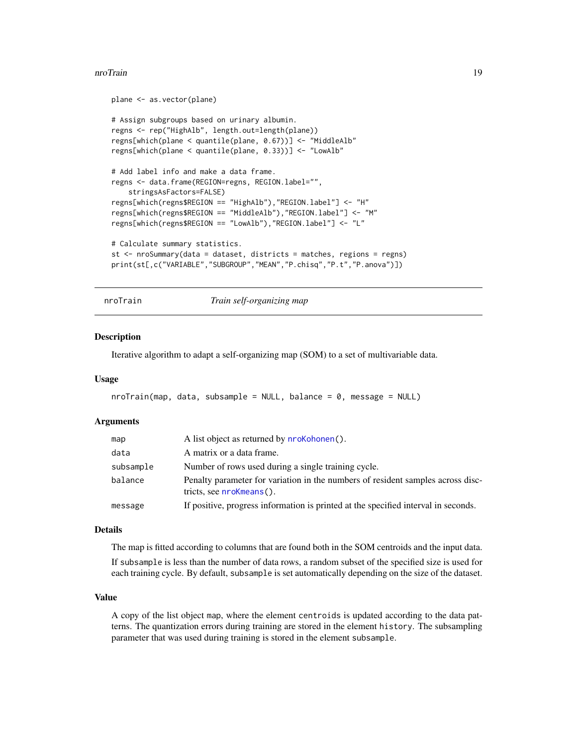```
plane <- as.vector(plane)

# Assign subgroups based on urinary albumin.
regns <- rep("HighAlb", length.out=length(plane))
regns[which(plane < quantile(plane, 0.67))] <- "MiddleAlb"
regns[which(plane < quantile(plane, 0.33))] <- "LowAlb"

# Add label info and make a data frame.
regns <- data.frame(REGION=regns, REGION.label="",
    stringsAsFactors=FALSE)
regns[which(regns$REGION == "HighAlb"),"REGION.label"] <- "H"
regns[which(regns$REGION == "MiddleAlb"),"REGION.label"] <- "M"
regns[which(regns$REGION == "LowAlb"),"REGION.label"] <- "L"

# Calculate summary statistics.
st <- nroSummary(data = dataset, districts = matches, regions = regns)
print(st[,c("VARIABLE","SUBGROUP","MEAN","P.chisq","P.t","P.anova")])
```

## nroTrain *Train self-organizing map*

### Description

Iterative algorithm to adapt a self-organizing map (SOM) to a set of multivariable data.

### Usage

```
nroTrain(map, data, subsample = NULL, balance = 0, message = NULL)
```

### Arguments

| | |
|---|---|
| `map` | A list object as returned by `nroKohonen()`. |
| `data` | A matrix or a data frame. |
| `subsample` | Number of rows used during a single training cycle. |
| `balance` | Penalty parameter for variation in the numbers of resident samples across disctricts, see `nroKmeans()`. |
| `message` | If positive, progress information is printed at the specified interval in seconds. |

### Details

The map is fitted according to columns that are found both in the SOM centroids and the input data.

If `subsample` is less than the number of data rows, a random subset of the specified size is used for each training cycle. By default, `subsample` is set automatically depending on the size of the dataset.

### Value

A copy of the list object `map`, where the element `centroids` is updated according to the data patterns. The quantization errors during training are stored in the element `history`. The subsampling parameter that was used during training is stored in the element `subsample`.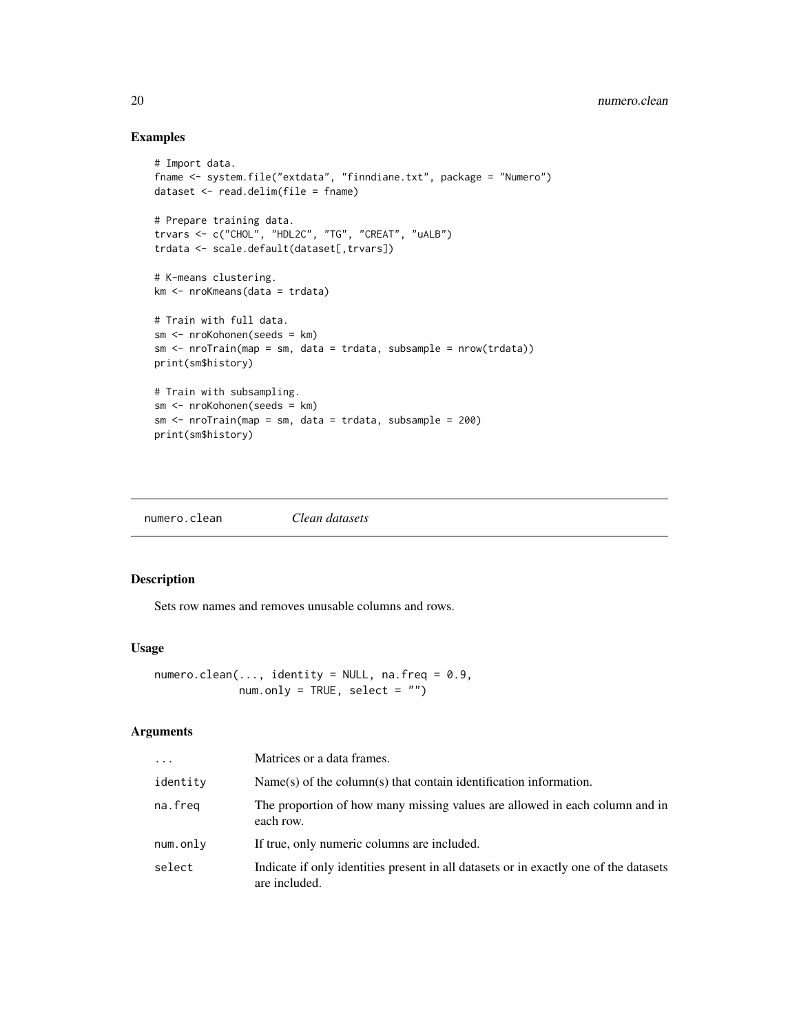## Examples

```
# Import data.
fname <- system.file("extdata", "finndiane.txt", package = "Numero")
dataset <- read.delim(file = fname)

# Prepare training data.
trvars <- c("CHOL", "HDL2C", "TG", "CREAT", "uALB")
trdata <- scale.default(dataset[,trvars])

# K-means clustering.
km <- nroKmeans(data = trdata)

# Train with full data.
sm <- nroKohonen(seeds = km)
sm <- nroTrain(map = sm, data = trdata, subsample = nrow(trdata))
print(sm$history)

# Train with subsampling.
sm <- nroKohonen(seeds = km)
sm <- nroTrain(map = sm, data = trdata, subsample = 200)
print(sm$history)
```

---

numero.clean *Clean datasets*

---

## Description

Sets row names and removes unusable columns and rows.

## Usage

```
numero.clean(..., identity = NULL, na.freq = 0.9,
             num.only = TRUE, select = "")
```

## Arguments

| | |
|---|---|
| `...` | Matrices or a data frames. |
| `identity` | Name(s) of the column(s) that contain identification information. |
| `na.freq` | The proportion of how many missing values are allowed in each column and in each row. |
| `num.only` | If true, only numeric columns are included. |
| `select` | Indicate if only identities present in all datasets or in exactly one of the datasets are included. |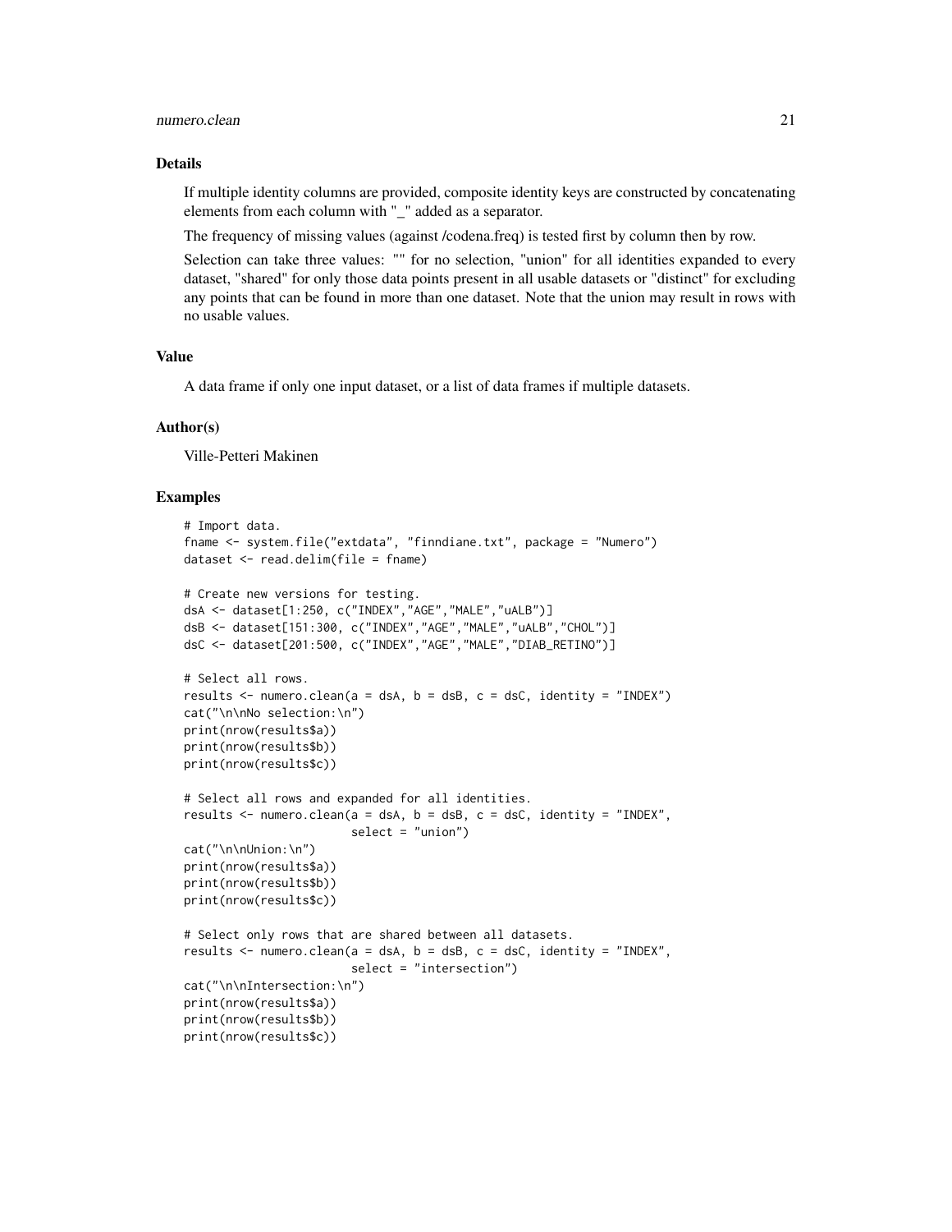## Details

If multiple identity columns are provided, composite identity keys are constructed by concatenating elements from each column with "_" added as a separator.

The frequency of missing values (against /codena.freq) is tested first by column then by row.

Selection can take three values: "" for no selection, "union" for all identities expanded to every dataset, "shared" for only those data points present in all usable datasets or "distinct" for excluding any points that can be found in more than one dataset. Note that the union may result in rows with no usable values.

## Value

A data frame if only one input dataset, or a list of data frames if multiple datasets.

## Author(s)

Ville-Petteri Makinen

## Examples

```
# Import data.
fname <- system.file("extdata", "finndiane.txt", package = "Numero")
dataset <- read.delim(file = fname)

# Create new versions for testing.
dsA <- dataset[1:250, c("INDEX","AGE","MALE","uALB")]
dsB <- dataset[151:300, c("INDEX","AGE","MALE","uALB","CHOL")]
dsC <- dataset[201:500, c("INDEX","AGE","MALE","DIAB_RETINO")]

# Select all rows.
results <- numero.clean(a = dsA, b = dsB, c = dsC, identity = "INDEX")
cat("\n\nNo selection:\n")
print(nrow(results$a))
print(nrow(results$b))
print(nrow(results$c))

# Select all rows and expanded for all identities.
results <- numero.clean(a = dsA, b = dsB, c = dsC, identity = "INDEX",
                        select = "union")
cat("\n\nUnion:\n")
print(nrow(results$a))
print(nrow(results$b))
print(nrow(results$c))

# Select only rows that are shared between all datasets.
results <- numero.clean(a = dsA, b = dsB, c = dsC, identity = "INDEX",
                        select = "intersection")
cat("\n\nIntersection:\n")
print(nrow(results$a))
print(nrow(results$b))
print(nrow(results$c))
```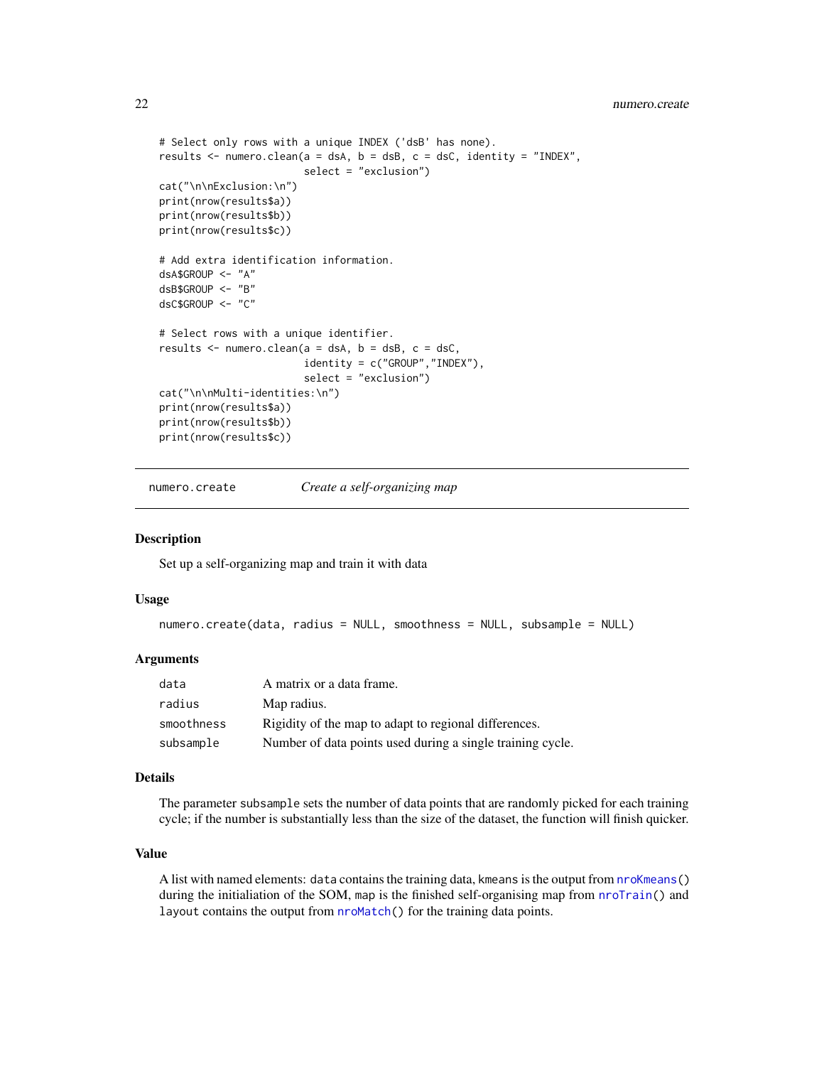```
# Select only rows with a unique INDEX ('dsB' has none).
results <- numero.clean(a = dsA, b = dsB, c = dsC, identity = "INDEX",
                        select = "exclusion")
cat("\n\nExclusion:\n")
print(nrow(results$a))
print(nrow(results$b))
print(nrow(results$c))

# Add extra identification information.
dsA$GROUP <- "A"
dsB$GROUP <- "B"
dsC$GROUP <- "C"

# Select rows with a unique identifier.
results <- numero.clean(a = dsA, b = dsB, c = dsC,
                        identity = c("GROUP","INDEX"),
                        select = "exclusion")
cat("\n\nMulti-identities:\n")
print(nrow(results$a))
print(nrow(results$b))
print(nrow(results$c))
```

---

## numero.create *Create a self-organizing map*

---

### Description

Set up a self-organizing map and train it with data

### Usage

```
numero.create(data, radius = NULL, smoothness = NULL, subsample = NULL)
```

### Arguments

| | |
|---|---|
| data | A matrix or a data frame. |
| radius | Map radius. |
| smoothness | Rigidity of the map to adapt to regional differences. |
| subsample | Number of data points used during a single training cycle. |

### Details

The parameter `subsample` sets the number of data points that are randomly picked for each training cycle; if the number is substantially less than the size of the dataset, the function will finish quicker.

### Value

A list with named elements: `data` contains the training data, `kmeans` is the output from `nroKmeans()` during the initialiation of the SOM, `map` is the finished self-organising map from `nroTrain()` and `layout` contains the output from `nroMatch()` for the training data points.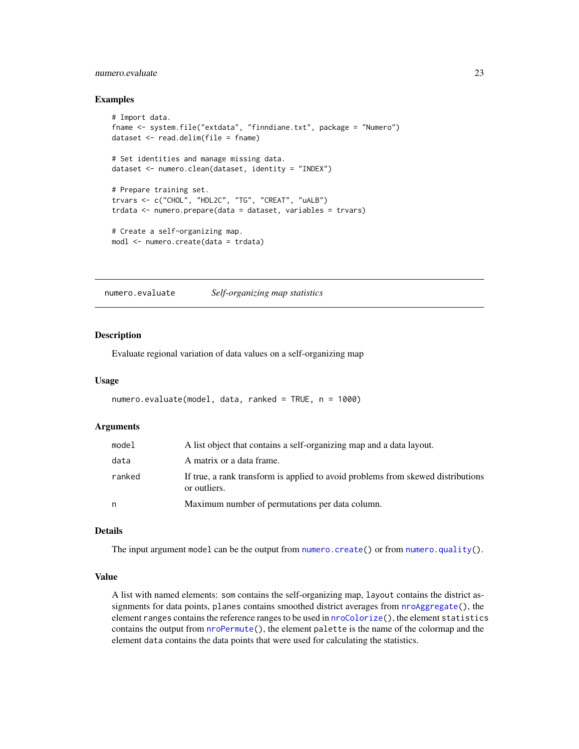## Examples

```
# Import data.
fname <- system.file("extdata", "finndiane.txt", package = "Numero")
dataset <- read.delim(file = fname)

# Set identities and manage missing data.
dataset <- numero.clean(dataset, identity = "INDEX")

# Prepare training set.
trvars <- c("CHOL", "HDL2C", "TG", "CREAT", "uALB")
trdata <- numero.prepare(data = dataset, variables = trvars)

# Create a self-organizing map.
modl <- numero.create(data = trdata)
```

---

# numero.evaluate *Self-organizing map statistics*

---

## Description

Evaluate regional variation of data values on a self-organizing map

## Usage

```
numero.evaluate(model, data, ranked = TRUE, n = 1000)
```

## Arguments

| | |
|---|---|
| model | A list object that contains a self-organizing map and a data layout. |
| data | A matrix or a data frame. |
| ranked | If true, a rank transform is applied to avoid problems from skewed distributions or outliers. |
| n | Maximum number of permutations per data column. |

## Details

The input argument `model` can be the output from `numero.create()` or from `numero.quality()`.

## Value

A list with named elements: `som` contains the self-organizing map, `layout` contains the district assignments for data points, `planes` contains smoothed district averages from `nroAggregate()`, the element `ranges` contains the reference ranges to be used in `nroColorize()`, the element `statistics` contains the output from `nroPermute()`, the element `palette` is the name of the colormap and the element `data` contains the data points that were used for calculating the statistics.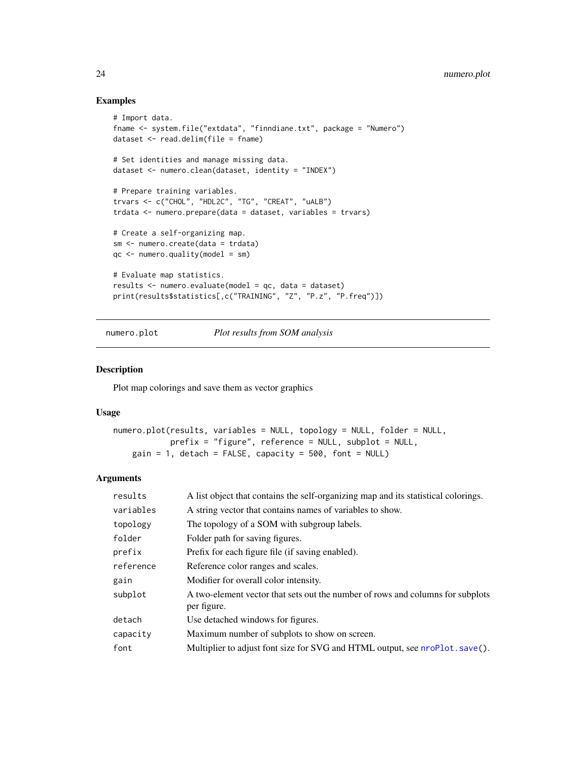## Examples

```
# Import data.
fname <- system.file("extdata", "finndiane.txt", package = "Numero")
dataset <- read.delim(file = fname)

# Set identities and manage missing data.
dataset <- numero.clean(dataset, identity = "INDEX")

# Prepare training variables.
trvars <- c("CHOL", "HDL2C", "TG", "CREAT", "uALB")
trdata <- numero.prepare(data = dataset, variables = trvars)

# Create a self-organizing map.
sm <- numero.create(data = trdata)
qc <- numero.quality(model = sm)

# Evaluate map statistics.
results <- numero.evaluate(model = qc, data = dataset)
print(results$statistics[,c("TRAINING", "Z", "P.z", "P.freq")])
```

---

numero.plot *Plot results from SOM analysis*

---

## Description

Plot map colorings and save them as vector graphics

## Usage

```
numero.plot(results, variables = NULL, topology = NULL, folder = NULL,
            prefix = "figure", reference = NULL, subplot = NULL,
    gain = 1, detach = FALSE, capacity = 500, font = NULL)
```

## Arguments

| | |
|---|---|
| results | A list object that contains the self-organizing map and its statistical colorings. |
| variables | A string vector that contains names of variables to show. |
| topology | The topology of a SOM with subgroup labels. |
| folder | Folder path for saving figures. |
| prefix | Prefix for each figure file (if saving enabled). |
| reference | Reference color ranges and scales. |
| gain | Modifier for overall color intensity. |
| subplot | A two-element vector that sets out the number of rows and columns for subplots per figure. |
| detach | Use detached windows for figures. |
| capacity | Maximum number of subplots to show on screen. |
| font | Multiplier to adjust font size for SVG and HTML output, see nroPlot.save(). |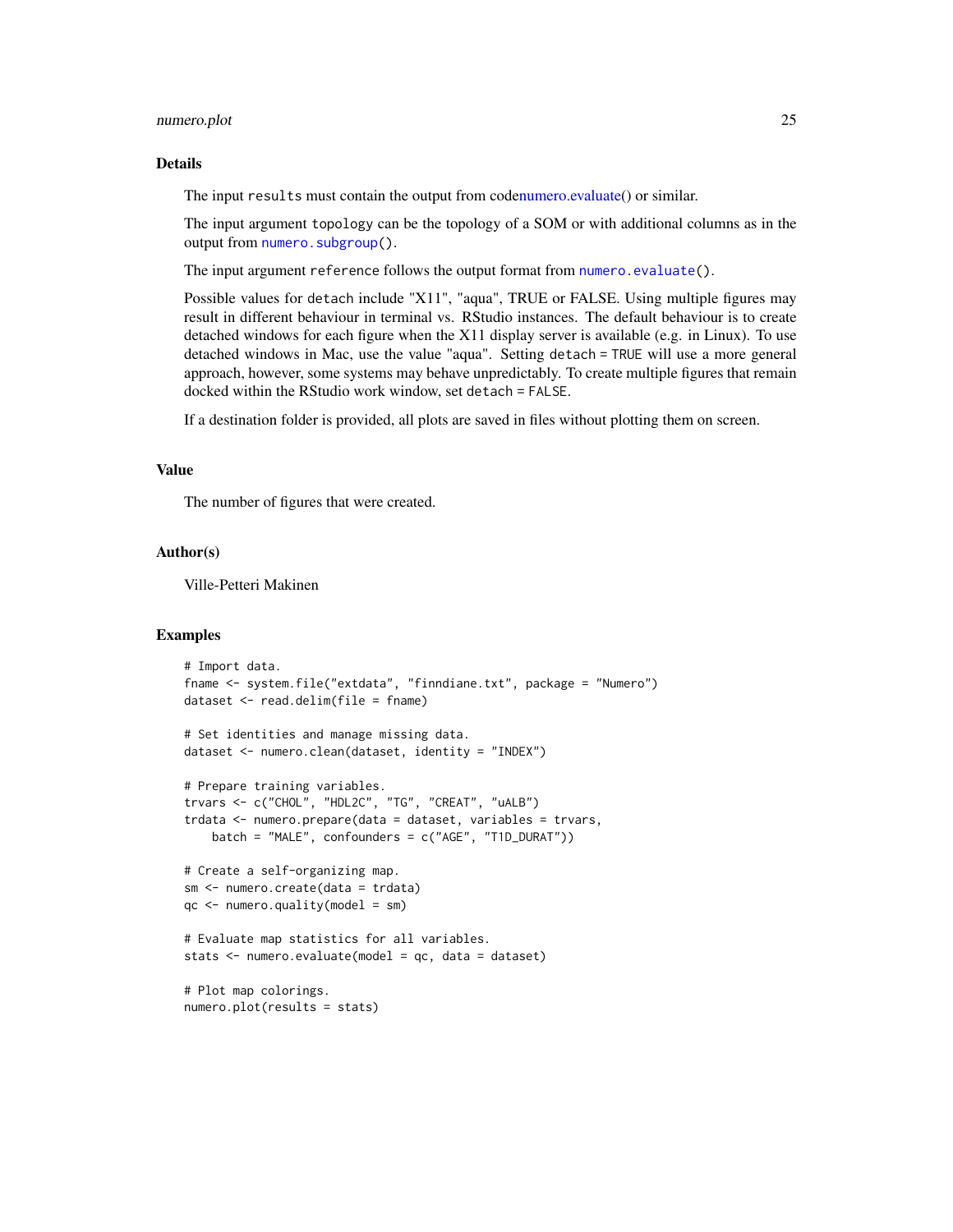## Details

The input `results` must contain the output from codenumero.evaluate() or similar.

The input argument `topology` can be the topology of a SOM or with additional columns as in the output from `numero.subgroup()`.

The input argument `reference` follows the output format from `numero.evaluate()`.

Possible values for `detach` include "X11", "aqua", TRUE or FALSE. Using multiple figures may result in different behaviour in terminal vs. RStudio instances. The default behaviour is to create detached windows for each figure when the X11 display server is available (e.g. in Linux). To use detached windows in Mac, use the value "aqua". Setting `detach = TRUE` will use a more general approach, however, some systems may behave unpredictably. To create multiple figures that remain docked within the RStudio work window, set `detach = FALSE`.

If a destination folder is provided, all plots are saved in files without plotting them on screen.

## Value

The number of figures that were created.

## Author(s)

Ville-Petteri Makinen

## Examples

```
# Import data.
fname <- system.file("extdata", "finndiane.txt", package = "Numero")
dataset <- read.delim(file = fname)

# Set identities and manage missing data.
dataset <- numero.clean(dataset, identity = "INDEX")

# Prepare training variables.
trvars <- c("CHOL", "HDL2C", "TG", "CREAT", "uALB")
trdata <- numero.prepare(data = dataset, variables = trvars,
    batch = "MALE", confounders = c("AGE", "T1D_DURAT"))

# Create a self-organizing map.
sm <- numero.create(data = trdata)
qc <- numero.quality(model = sm)

# Evaluate map statistics for all variables.
stats <- numero.evaluate(model = qc, data = dataset)

# Plot map colorings.
numero.plot(results = stats)
```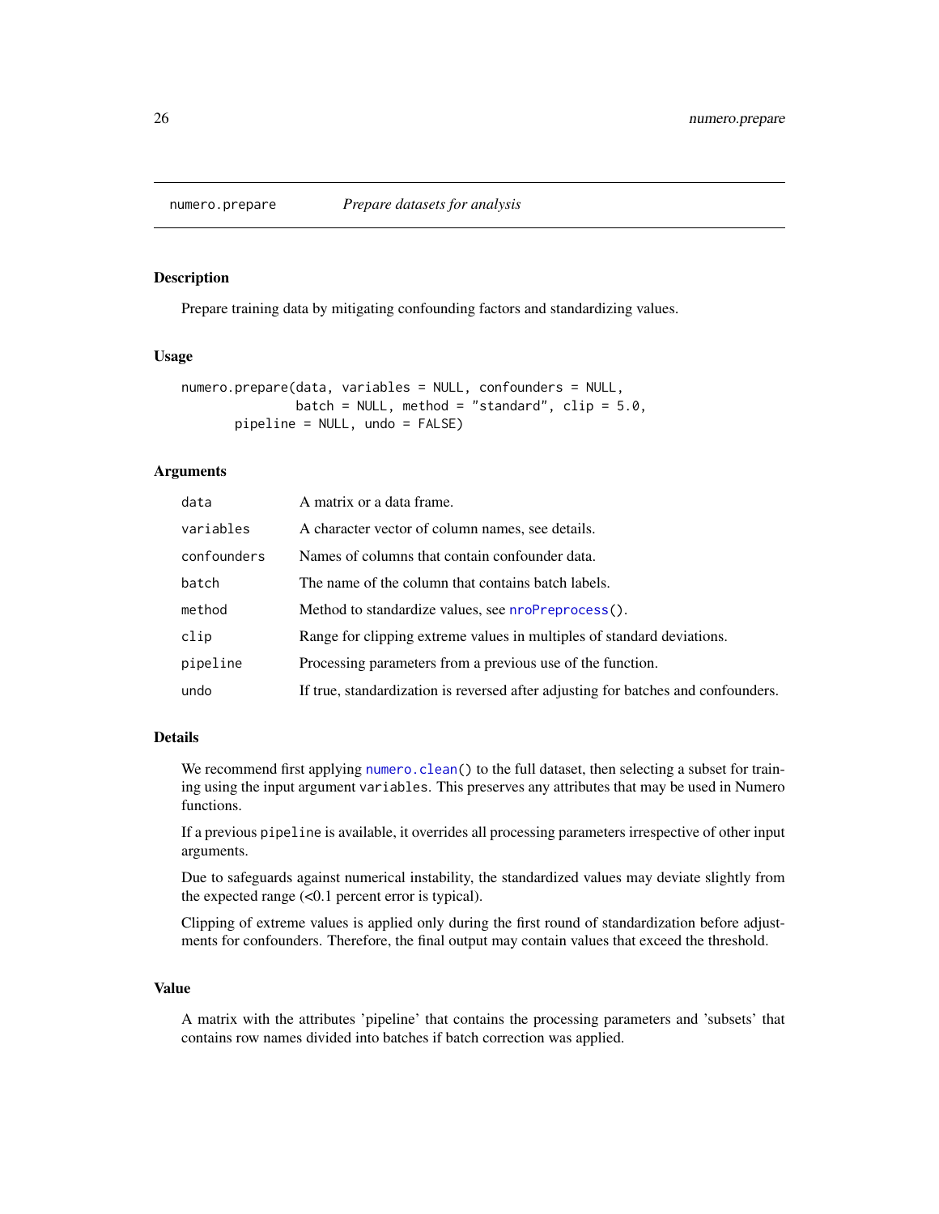numero.prepare *Prepare datasets for analysis*

## Description

Prepare training data by mitigating confounding factors and standardizing values.

## Usage

```
numero.prepare(data, variables = NULL, confounders = NULL,
               batch = NULL, method = "standard", clip = 5.0,
       pipeline = NULL, undo = FALSE)
```

## Arguments

| | |
|---|---|
| `data` | A matrix or a data frame. |
| `variables` | A character vector of column names, see details. |
| `confounders` | Names of columns that contain confounder data. |
| `batch` | The name of the column that contains batch labels. |
| `method` | Method to standardize values, see `nroPreprocess()`. |
| `clip` | Range for clipping extreme values in multiples of standard deviations. |
| `pipeline` | Processing parameters from a previous use of the function. |
| `undo` | If true, standardization is reversed after adjusting for batches and confounders. |

## Details

We recommend first applying `numero.clean()` to the full dataset, then selecting a subset for training using the input argument `variables`. This preserves any attributes that may be used in Numero functions.

If a previous `pipeline` is available, it overrides all processing parameters irrespective of other input arguments.

Due to safeguards against numerical instability, the standardized values may deviate slightly from the expected range (<0.1 percent error is typical).

Clipping of extreme values is applied only during the first round of standardization before adjustments for confounders. Therefore, the final output may contain values that exceed the threshold.

## Value

A matrix with the attributes 'pipeline' that contains the processing parameters and 'subsets' that contains row names divided into batches if batch correction was applied.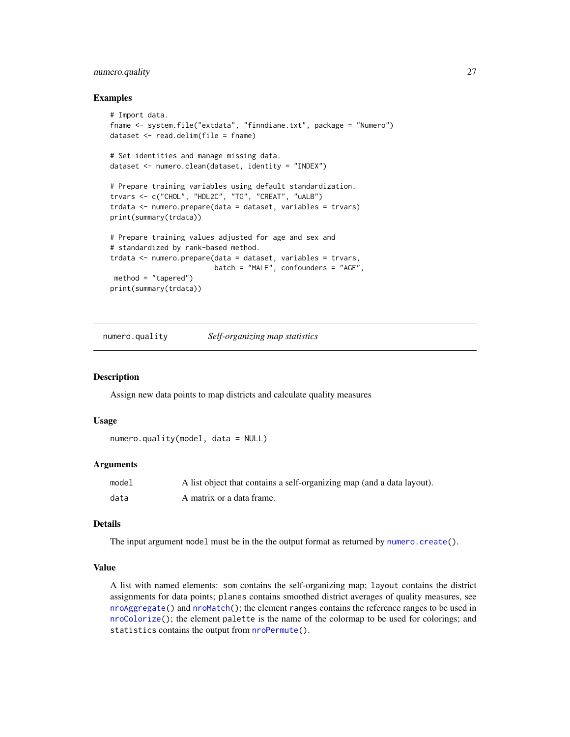## Examples

```
# Import data.
fname <- system.file("extdata", "finndiane.txt", package = "Numero")
dataset <- read.delim(file = fname)

# Set identities and manage missing data.
dataset <- numero.clean(dataset, identity = "INDEX")

# Prepare training variables using default standardization.
trvars <- c("CHOL", "HDL2C", "TG", "CREAT", "uALB")
trdata <- numero.prepare(data = dataset, variables = trvars)
print(summary(trdata))

# Prepare training values adjusted for age and sex and
# standardized by rank-based method.
trdata <- numero.prepare(data = dataset, variables = trvars,
                         batch = "MALE", confounders = "AGE",
 method = "tapered")
print(summary(trdata))
```

---

# numero.quality — *Self-organizing map statistics*

---

## Description

Assign new data points to map districts and calculate quality measures

## Usage

```
numero.quality(model, data = NULL)
```

## Arguments

| | |
|---|---|
| `model` | A list object that contains a self-organizing map (and a data layout). |
| `data` | A matrix or a data frame. |

## Details

The input argument `model` must be in the the output format as returned by `numero.create()`.

## Value

A list with named elements: `som` contains the self-organizing map; `layout` contains the district assignments for data points; `planes` contains smoothed district averages of quality measures, see `nroAggregate()` and `nroMatch()`; the element `ranges` contains the reference ranges to be used in `nroColorize()`; the element `palette` is the name of the colormap to be used for colorings; and `statistics` contains the output from `nroPermute()`.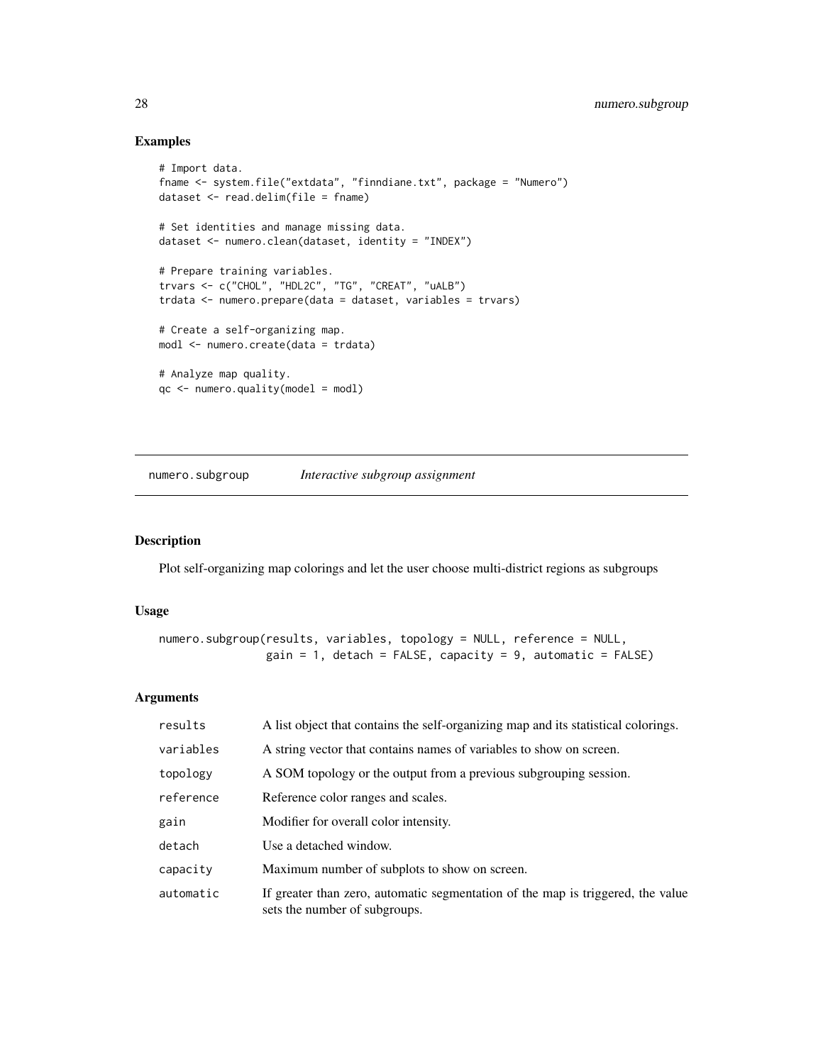## Examples

```
# Import data.
fname <- system.file("extdata", "finndiane.txt", package = "Numero")
dataset <- read.delim(file = fname)

# Set identities and manage missing data.
dataset <- numero.clean(dataset, identity = "INDEX")

# Prepare training variables.
trvars <- c("CHOL", "HDL2C", "TG", "CREAT", "uALB")
trdata <- numero.prepare(data = dataset, variables = trvars)

# Create a self-organizing map.
modl <- numero.create(data = trdata)

# Analyze map quality.
qc <- numero.quality(model = modl)
```

---

# numero.subgroup *Interactive subgroup assignment*

---

## Description

Plot self-organizing map colorings and let the user choose multi-district regions as subgroups

## Usage

```
numero.subgroup(results, variables, topology = NULL, reference = NULL,
                gain = 1, detach = FALSE, capacity = 9, automatic = FALSE)
```

## Arguments

| | |
|---|---|
| results | A list object that contains the self-organizing map and its statistical colorings. |
| variables | A string vector that contains names of variables to show on screen. |
| topology | A SOM topology or the output from a previous subgrouping session. |
| reference | Reference color ranges and scales. |
| gain | Modifier for overall color intensity. |
| detach | Use a detached window. |
| capacity | Maximum number of subplots to show on screen. |
| automatic | If greater than zero, automatic segmentation of the map is triggered, the value sets the number of subgroups. |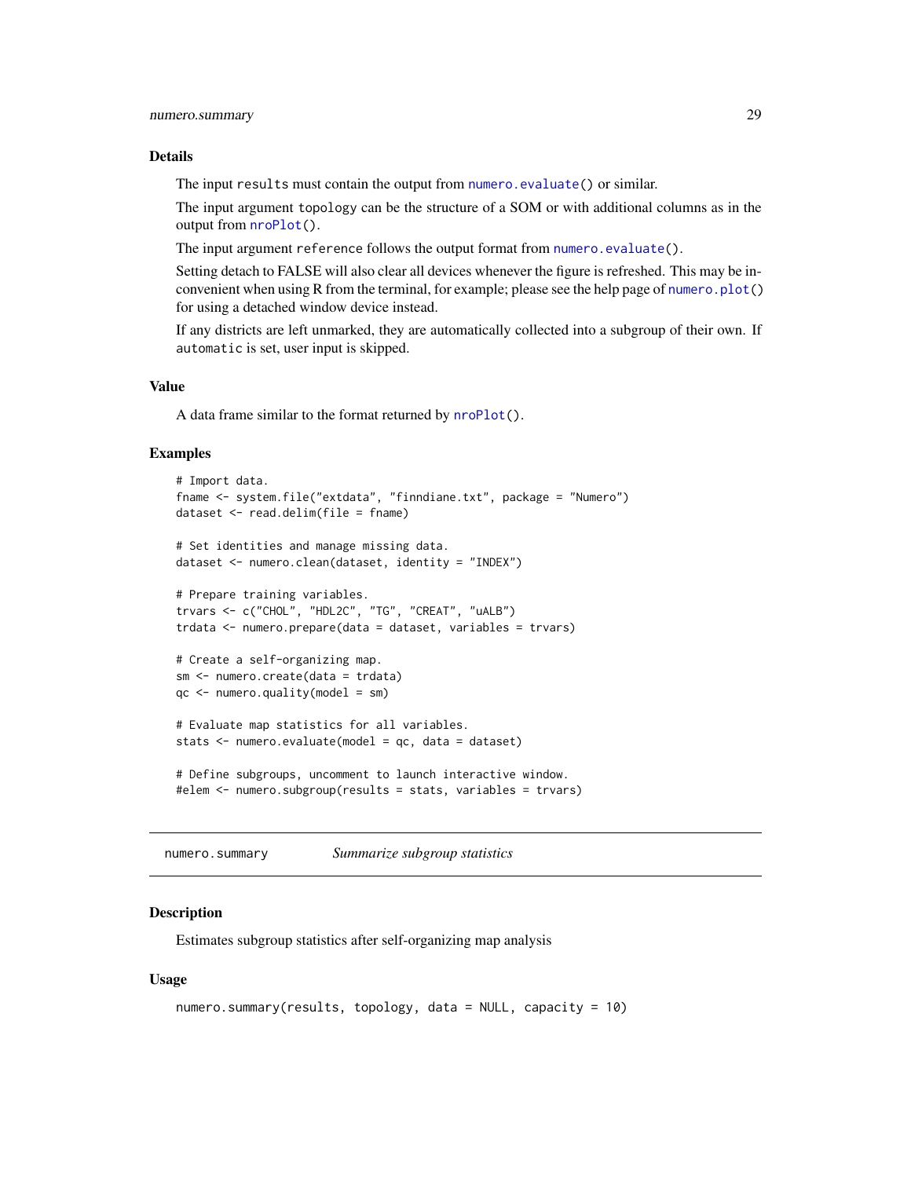## Details

The input `results` must contain the output from `numero.evaluate()` or similar.

The input argument `topology` can be the structure of a SOM or with additional columns as in the output from `nroPlot()`.

The input argument `reference` follows the output format from `numero.evaluate()`.

Setting detach to FALSE will also clear all devices whenever the figure is refreshed. This may be inconvenient when using R from the terminal, for example; please see the help page of `numero.plot()` for using a detached window device instead.

If any districts are left unmarked, they are automatically collected into a subgroup of their own. If `automatic` is set, user input is skipped.

## Value

A data frame similar to the format returned by `nroPlot()`.

## Examples

```
# Import data.
fname <- system.file("extdata", "finndiane.txt", package = "Numero")
dataset <- read.delim(file = fname)

# Set identities and manage missing data.
dataset <- numero.clean(dataset, identity = "INDEX")

# Prepare training variables.
trvars <- c("CHOL", "HDL2C", "TG", "CREAT", "uALB")
trdata <- numero.prepare(data = dataset, variables = trvars)

# Create a self-organizing map.
sm <- numero.create(data = trdata)
qc <- numero.quality(model = sm)

# Evaluate map statistics for all variables.
stats <- numero.evaluate(model = qc, data = dataset)

# Define subgroups, uncomment to launch interactive window.
#elem <- numero.subgroup(results = stats, variables = trvars)
```

---

# numero.summary &nbsp;&nbsp;&nbsp;&nbsp; *Summarize subgroup statistics*

## Description

Estimates subgroup statistics after self-organizing map analysis

## Usage

```
numero.summary(results, topology, data = NULL, capacity = 10)
```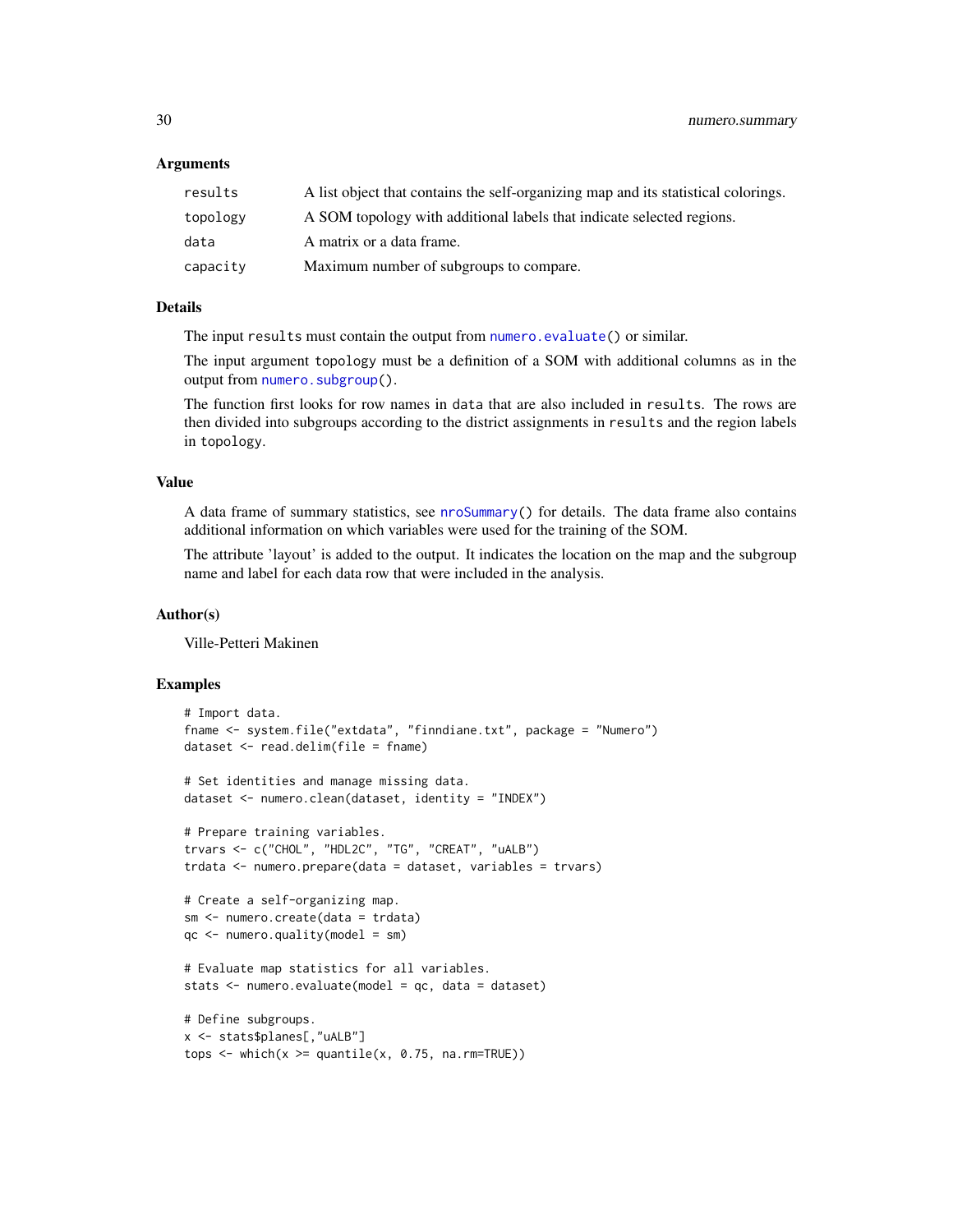### Arguments

| | |
|---|---|
| results | A list object that contains the self-organizing map and its statistical colorings. |
| topology | A SOM topology with additional labels that indicate selected regions. |
| data | A matrix or a data frame. |
| capacity | Maximum number of subgroups to compare. |

### Details

The input `results` must contain the output from `numero.evaluate()` or similar.

The input argument `topology` must be a definition of a SOM with additional columns as in the output from `numero.subgroup()`.

The function first looks for row names in `data` that are also included in `results`. The rows are then divided into subgroups according to the district assignments in `results` and the region labels in `topology`.

### Value

A data frame of summary statistics, see `nroSummary()` for details. The data frame also contains additional information on which variables were used for the training of the SOM.

The attribute 'layout' is added to the output. It indicates the location on the map and the subgroup name and label for each data row that were included in the analysis.

### Author(s)

Ville-Petteri Makinen

### Examples

```
# Import data.
fname <- system.file("extdata", "finndiane.txt", package = "Numero")
dataset <- read.delim(file = fname)

# Set identities and manage missing data.
dataset <- numero.clean(dataset, identity = "INDEX")

# Prepare training variables.
trvars <- c("CHOL", "HDL2C", "TG", "CREAT", "uALB")
trdata <- numero.prepare(data = dataset, variables = trvars)

# Create a self-organizing map.
sm <- numero.create(data = trdata)
qc <- numero.quality(model = sm)

# Evaluate map statistics for all variables.
stats <- numero.evaluate(model = qc, data = dataset)

# Define subgroups.
x <- stats$planes[,"uALB"]
tops <- which(x >= quantile(x, 0.75, na.rm=TRUE))
```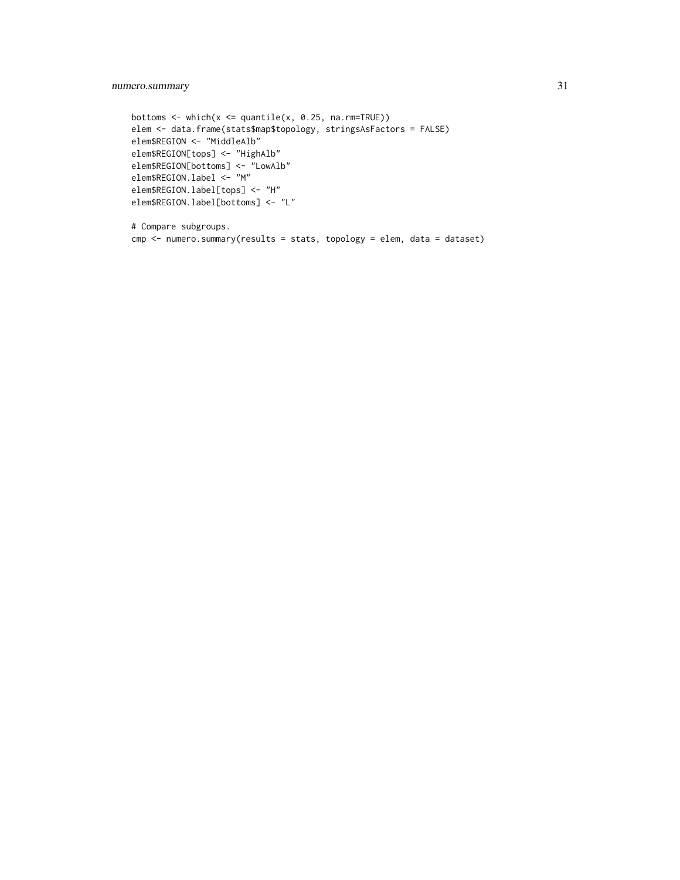```
bottoms <- which(x <= quantile(x, 0.25, na.rm=TRUE))
elem <- data.frame(stats$map$topology, stringsAsFactors = FALSE)
elem$REGION <- "MiddleAlb"
elem$REGION[tops] <- "HighAlb"
elem$REGION[bottoms] <- "LowAlb"
elem$REGION.label <- "M"
elem$REGION.label[tops] <- "H"
elem$REGION.label[bottoms] <- "L"

# Compare subgroups.
cmp <- numero.summary(results = stats, topology = elem, data = dataset)
```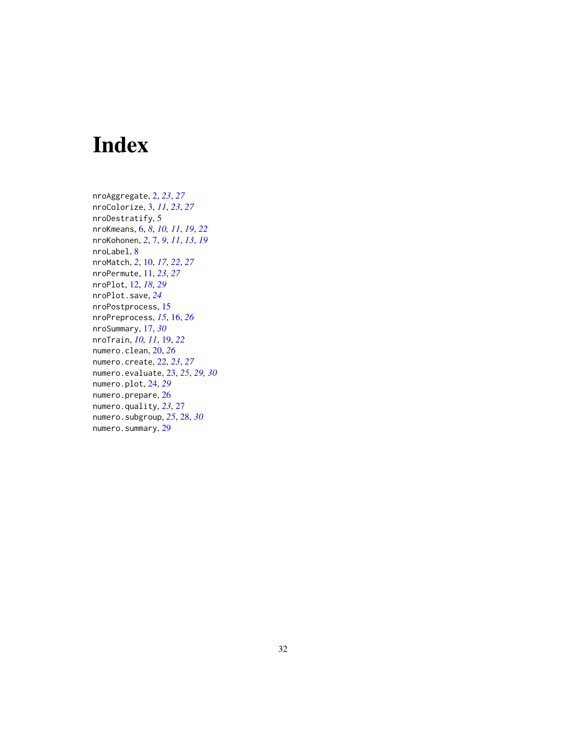# Index

nroAggregate, 2, *23*, *27*
nroColorize, 3, *11*, *23*, *27*
nroDestratify, 5
nroKmeans, 6, *8*, *10, 11*, *19*, *22*
nroKohonen, *2*, 7, *9*, *11*, *13*, *19*
nroLabel, 8
nroMatch, *2*, 10, *17*, *22*, *27*
nroPermute, 11, *23*, *27*
nroPlot, 12, *18*, *29*
nroPlot.save, *24*
nroPostprocess, 15
nroPreprocess, *15*, 16, *26*
nroSummary, 17, *30*
nroTrain, *10, 11*, 19, *22*
numero.clean, 20, *26*
numero.create, 22, *23*, *27*
numero.evaluate, 23, *25*, *29, 30*
numero.plot, 24, *29*
numero.prepare, 26
numero.quality, *23*, 27
numero.subgroup, *25*, 28, *30*
numero.summary, 29